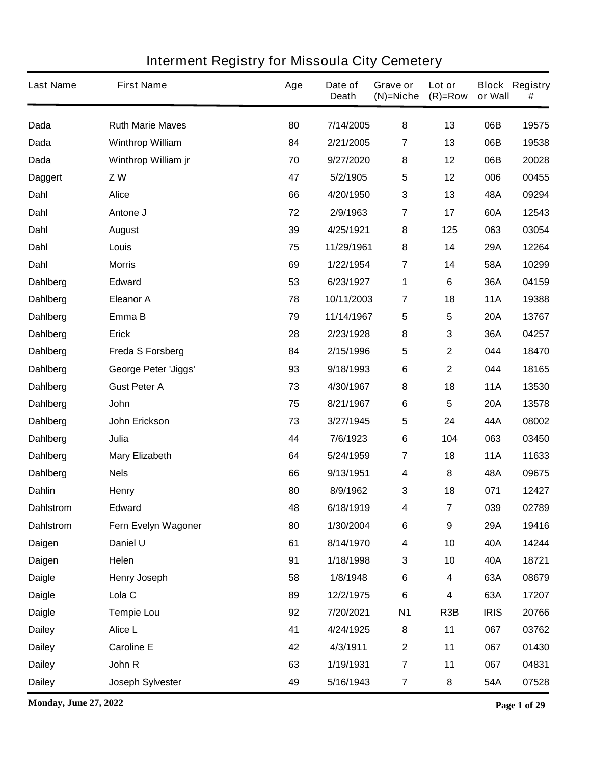# Interment Registry for Missoula City Cemetery

| Last Name | First Name | Age | Date of Death | Grave or (N)=Niche | Lot or (R)=Row | Block or Wall | Registry # |
|---|---|---|---|---|---|---|---|
| Dada | Ruth Marie Maves | 80 | 7/14/2005 | 8 | 13 | 06B | 19575 |
| Dada | Winthrop William | 84 | 2/21/2005 | 7 | 13 | 06B | 19538 |
| Dada | Winthrop William jr | 70 | 9/27/2020 | 8 | 12 | 06B | 20028 |
| Daggert | Z W | 47 | 5/2/1905 | 5 | 12 | 006 | 00455 |
| Dahl | Alice | 66 | 4/20/1950 | 3 | 13 | 48A | 09294 |
| Dahl | Antone J | 72 | 2/9/1963 | 7 | 17 | 60A | 12543 |
| Dahl | August | 39 | 4/25/1921 | 8 | 125 | 063 | 03054 |
| Dahl | Louis | 75 | 11/29/1961 | 8 | 14 | 29A | 12264 |
| Dahl | Morris | 69 | 1/22/1954 | 7 | 14 | 58A | 10299 |
| Dahlberg | Edward | 53 | 6/23/1927 | 1 | 6 | 36A | 04159 |
| Dahlberg | Eleanor A | 78 | 10/11/2003 | 7 | 18 | 11A | 19388 |
| Dahlberg | Emma B | 79 | 11/14/1967 | 5 | 5 | 20A | 13767 |
| Dahlberg | Erick | 28 | 2/23/1928 | 8 | 3 | 36A | 04257 |
| Dahlberg | Freda S Forsberg | 84 | 2/15/1996 | 5 | 2 | 044 | 18470 |
| Dahlberg | George Peter 'Jiggs' | 93 | 9/18/1993 | 6 | 2 | 044 | 18165 |
| Dahlberg | Gust Peter A | 73 | 4/30/1967 | 8 | 18 | 11A | 13530 |
| Dahlberg | John | 75 | 8/21/1967 | 6 | 5 | 20A | 13578 |
| Dahlberg | John Erickson | 73 | 3/27/1945 | 5 | 24 | 44A | 08002 |
| Dahlberg | Julia | 44 | 7/6/1923 | 6 | 104 | 063 | 03450 |
| Dahlberg | Mary Elizabeth | 64 | 5/24/1959 | 7 | 18 | 11A | 11633 |
| Dahlberg | Nels | 66 | 9/13/1951 | 4 | 8 | 48A | 09675 |
| Dahlin | Henry | 80 | 8/9/1962 | 3 | 18 | 071 | 12427 |
| Dahlstrom | Edward | 48 | 6/18/1919 | 4 | 7 | 039 | 02789 |
| Dahlstrom | Fern Evelyn Wagoner | 80 | 1/30/2004 | 6 | 9 | 29A | 19416 |
| Daigen | Daniel U | 61 | 8/14/1970 | 4 | 10 | 40A | 14244 |
| Daigen | Helen | 91 | 1/18/1998 | 3 | 10 | 40A | 18721 |
| Daigle | Henry Joseph | 58 | 1/8/1948 | 6 | 4 | 63A | 08679 |
| Daigle | Lola C | 89 | 12/2/1975 | 6 | 4 | 63A | 17207 |
| Daigle | Tempie Lou | 92 | 7/20/2021 | N1 | R3B | IRIS | 20766 |
| Dailey | Alice L | 41 | 4/24/1925 | 8 | 11 | 067 | 03762 |
| Dailey | Caroline E | 42 | 4/3/1911 | 2 | 11 | 067 | 01430 |
| Dailey | John R | 63 | 1/19/1931 | 7 | 11 | 067 | 04831 |
| Dailey | Joseph Sylvester | 49 | 5/16/1943 | 7 | 8 | 54A | 07528 |

**Monday, June 27, 2022**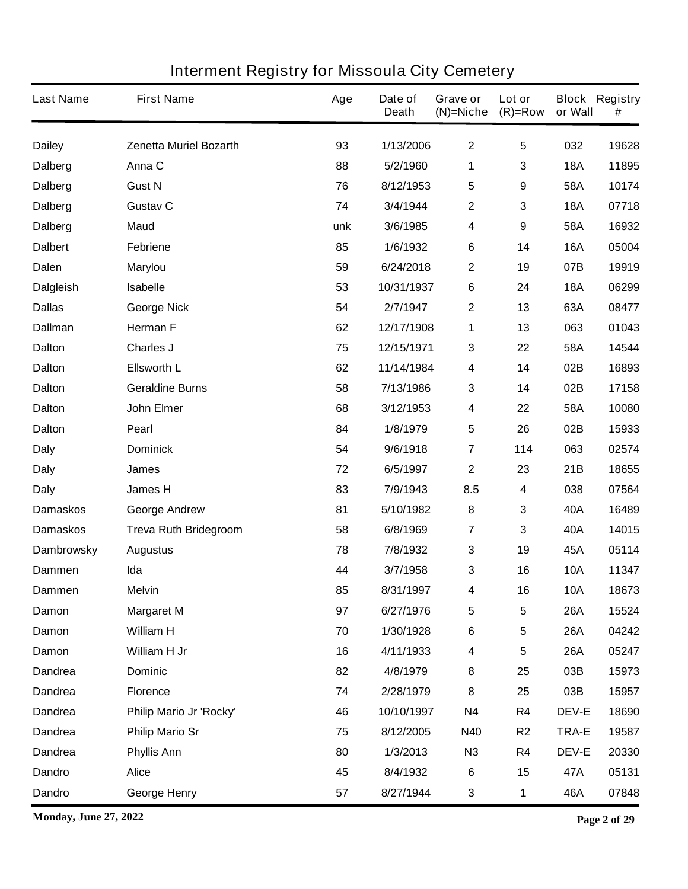# Interment Registry for Missoula City Cemetery

| Last Name | First Name | Age | Date of Death | Grave or (N)=Niche | Lot or (R)=Row | Block or Wall | Registry # |
|---|---|---|---|---|---|---|---|
| Dailey | Zenetta Muriel Bozarth | 93 | 1/13/2006 | 2 | 5 | 032 | 19628 |
| Dalberg | Anna C | 88 | 5/2/1960 | 1 | 3 | 18A | 11895 |
| Dalberg | Gust N | 76 | 8/12/1953 | 5 | 9 | 58A | 10174 |
| Dalberg | Gustav C | 74 | 3/4/1944 | 2 | 3 | 18A | 07718 |
| Dalberg | Maud | unk | 3/6/1985 | 4 | 9 | 58A | 16932 |
| Dalbert | Febriene | 85 | 1/6/1932 | 6 | 14 | 16A | 05004 |
| Dalen | Marylou | 59 | 6/24/2018 | 2 | 19 | 07B | 19919 |
| Dalgleish | Isabelle | 53 | 10/31/1937 | 6 | 24 | 18A | 06299 |
| Dallas | George Nick | 54 | 2/7/1947 | 2 | 13 | 63A | 08477 |
| Dallman | Herman F | 62 | 12/17/1908 | 1 | 13 | 063 | 01043 |
| Dalton | Charles J | 75 | 12/15/1971 | 3 | 22 | 58A | 14544 |
| Dalton | Ellsworth L | 62 | 11/14/1984 | 4 | 14 | 02B | 16893 |
| Dalton | Geraldine Burns | 58 | 7/13/1986 | 3 | 14 | 02B | 17158 |
| Dalton | John Elmer | 68 | 3/12/1953 | 4 | 22 | 58A | 10080 |
| Dalton | Pearl | 84 | 1/8/1979 | 5 | 26 | 02B | 15933 |
| Daly | Dominick | 54 | 9/6/1918 | 7 | 114 | 063 | 02574 |
| Daly | James | 72 | 6/5/1997 | 2 | 23 | 21B | 18655 |
| Daly | James H | 83 | 7/9/1943 | 8.5 | 4 | 038 | 07564 |
| Damaskos | George Andrew | 81 | 5/10/1982 | 8 | 3 | 40A | 16489 |
| Damaskos | Treva Ruth Bridegroom | 58 | 6/8/1969 | 7 | 3 | 40A | 14015 |
| Dambrowsky | Augustus | 78 | 7/8/1932 | 3 | 19 | 45A | 05114 |
| Dammen | Ida | 44 | 3/7/1958 | 3 | 16 | 10A | 11347 |
| Dammen | Melvin | 85 | 8/31/1997 | 4 | 16 | 10A | 18673 |
| Damon | Margaret M | 97 | 6/27/1976 | 5 | 5 | 26A | 15524 |
| Damon | William H | 70 | 1/30/1928 | 6 | 5 | 26A | 04242 |
| Damon | William H Jr | 16 | 4/11/1933 | 4 | 5 | 26A | 05247 |
| Dandrea | Dominic | 82 | 4/8/1979 | 8 | 25 | 03B | 15973 |
| Dandrea | Florence | 74 | 2/28/1979 | 8 | 25 | 03B | 15957 |
| Dandrea | Philip Mario Jr 'Rocky' | 46 | 10/10/1997 | N4 | R4 | DEV-E | 18690 |
| Dandrea | Philip Mario Sr | 75 | 8/12/2005 | N40 | R2 | TRA-E | 19587 |
| Dandrea | Phyllis Ann | 80 | 1/3/2013 | N3 | R4 | DEV-E | 20330 |
| Dandro | Alice | 45 | 8/4/1932 | 6 | 15 | 47A | 05131 |
| Dandro | George Henry | 57 | 8/27/1944 | 3 | 1 | 46A | 07848 |

**Monday, June 27, 2022**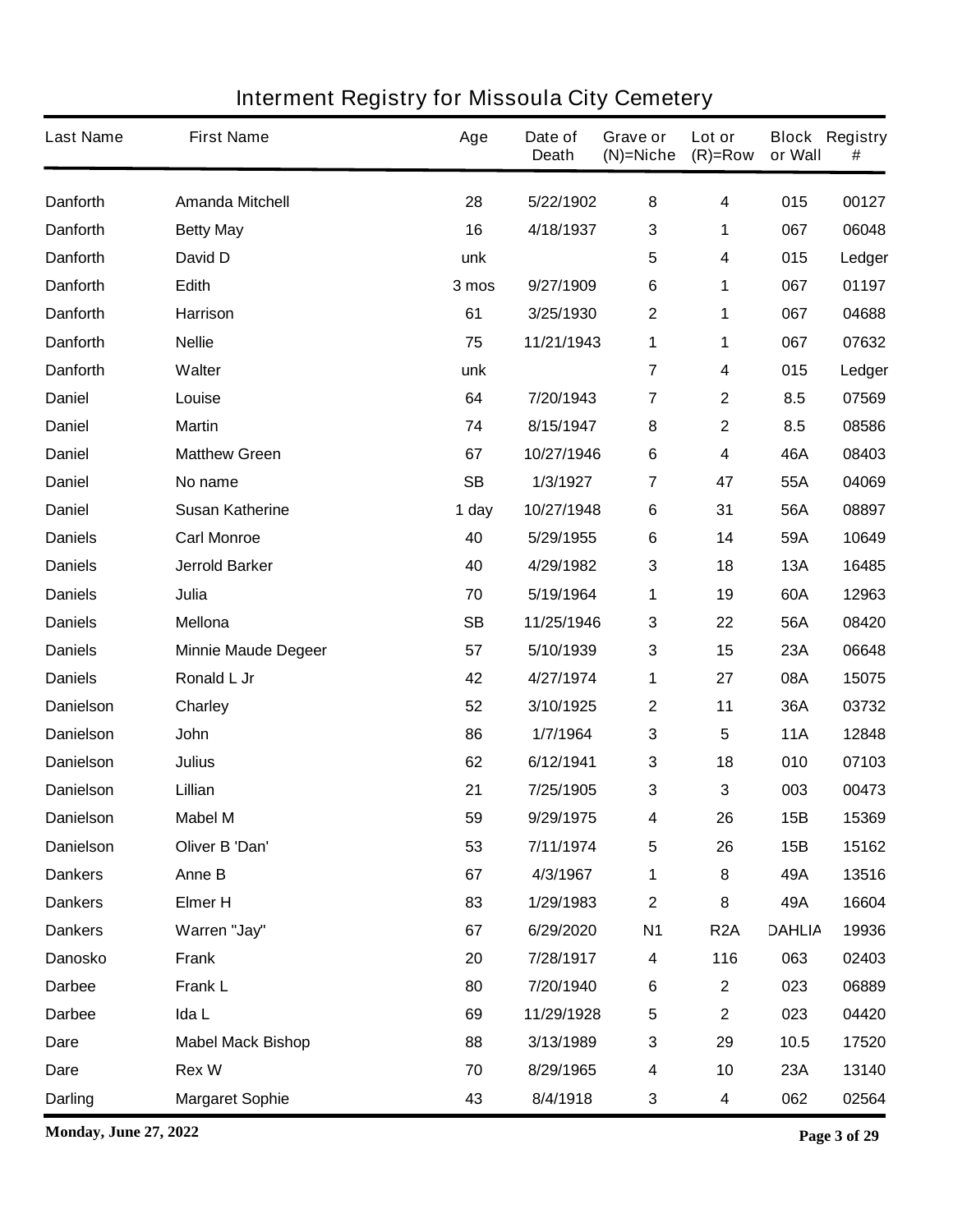# Interment Registry for Missoula City Cemetery

| Last Name | First Name | Age | Date of Death | Grave or (N)=Niche | Lot or (R)=Row | Block or Wall | Registry # |
|---|---|---|---|---|---|---|---|
| Danforth | Amanda Mitchell | 28 | 5/22/1902 | 8 | 4 | 015 | 00127 |
| Danforth | Betty May | 16 | 4/18/1937 | 3 | 1 | 067 | 06048 |
| Danforth | David D | unk | | 5 | 4 | 015 | Ledger |
| Danforth | Edith | 3 mos | 9/27/1909 | 6 | 1 | 067 | 01197 |
| Danforth | Harrison | 61 | 3/25/1930 | 2 | 1 | 067 | 04688 |
| Danforth | Nellie | 75 | 11/21/1943 | 1 | 1 | 067 | 07632 |
| Danforth | Walter | unk | | 7 | 4 | 015 | Ledger |
| Daniel | Louise | 64 | 7/20/1943 | 7 | 2 | 8.5 | 07569 |
| Daniel | Martin | 74 | 8/15/1947 | 8 | 2 | 8.5 | 08586 |
| Daniel | Matthew Green | 67 | 10/27/1946 | 6 | 4 | 46A | 08403 |
| Daniel | No name | SB | 1/3/1927 | 7 | 47 | 55A | 04069 |
| Daniel | Susan Katherine | 1 day | 10/27/1948 | 6 | 31 | 56A | 08897 |
| Daniels | Carl Monroe | 40 | 5/29/1955 | 6 | 14 | 59A | 10649 |
| Daniels | Jerrold Barker | 40 | 4/29/1982 | 3 | 18 | 13A | 16485 |
| Daniels | Julia | 70 | 5/19/1964 | 1 | 19 | 60A | 12963 |
| Daniels | Mellona | SB | 11/25/1946 | 3 | 22 | 56A | 08420 |
| Daniels | Minnie Maude Degeer | 57 | 5/10/1939 | 3 | 15 | 23A | 06648 |
| Daniels | Ronald L Jr | 42 | 4/27/1974 | 1 | 27 | 08A | 15075 |
| Danielson | Charley | 52 | 3/10/1925 | 2 | 11 | 36A | 03732 |
| Danielson | John | 86 | 1/7/1964 | 3 | 5 | 11A | 12848 |
| Danielson | Julius | 62 | 6/12/1941 | 3 | 18 | 010 | 07103 |
| Danielson | Lillian | 21 | 7/25/1905 | 3 | 3 | 003 | 00473 |
| Danielson | Mabel M | 59 | 9/29/1975 | 4 | 26 | 15B | 15369 |
| Danielson | Oliver B 'Dan' | 53 | 7/11/1974 | 5 | 26 | 15B | 15162 |
| Dankers | Anne B | 67 | 4/3/1967 | 1 | 8 | 49A | 13516 |
| Dankers | Elmer H | 83 | 1/29/1983 | 2 | 8 | 49A | 16604 |
| Dankers | Warren "Jay" | 67 | 6/29/2020 | N1 | R2A | DAHLIA | 19936 |
| Danosko | Frank | 20 | 7/28/1917 | 4 | 116 | 063 | 02403 |
| Darbee | Frank L | 80 | 7/20/1940 | 6 | 2 | 023 | 06889 |
| Darbee | Ida L | 69 | 11/29/1928 | 5 | 2 | 023 | 04420 |
| Dare | Mabel Mack Bishop | 88 | 3/13/1989 | 3 | 29 | 10.5 | 17520 |
| Dare | Rex W | 70 | 8/29/1965 | 4 | 10 | 23A | 13140 |
| Darling | Margaret Sophie | 43 | 8/4/1918 | 3 | 4 | 062 | 02564 |

**Monday, June 27, 2022**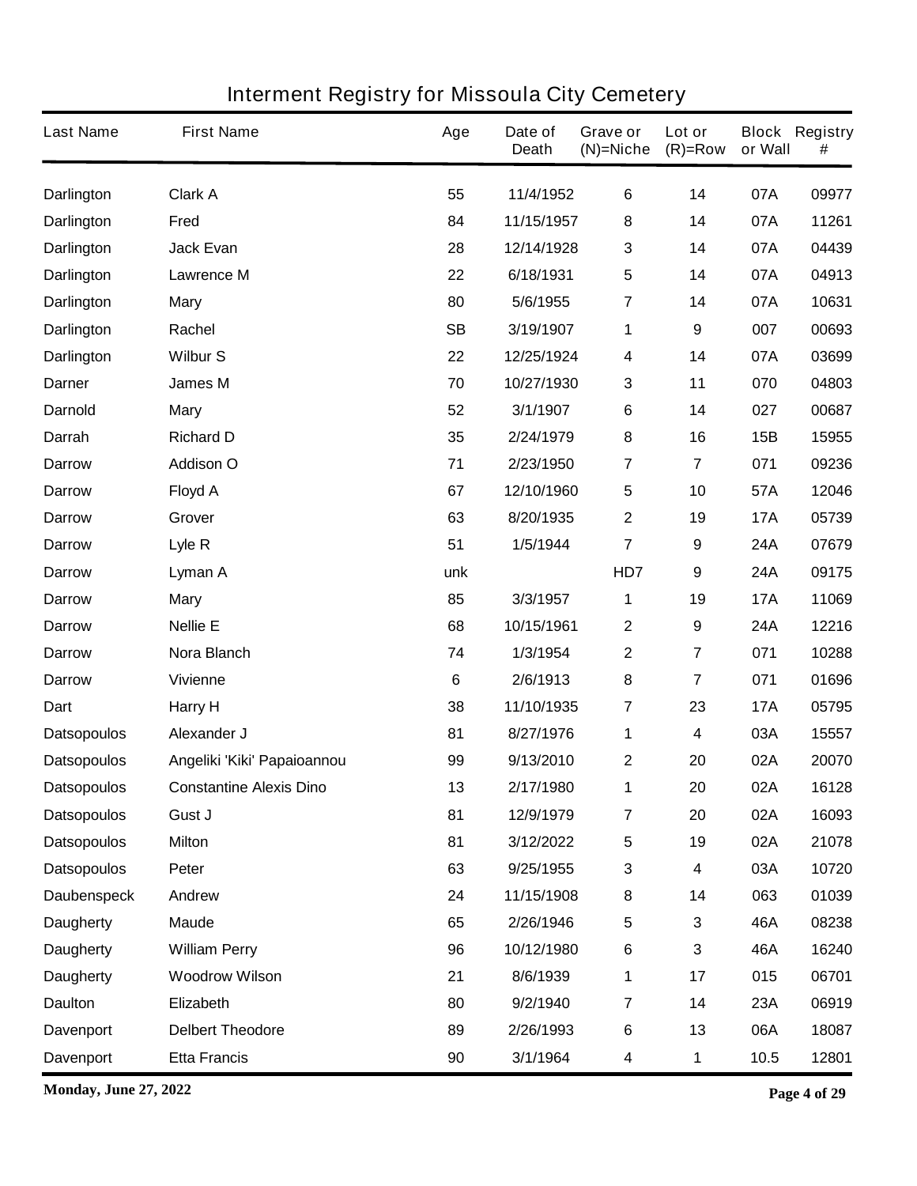# Interment Registry for Missoula City Cemetery

| Last Name | First Name | Age | Date of Death | Grave or (N)=Niche | Lot or (R)=Row | Block or Wall | Registry # |
|---|---|---|---|---|---|---|---|
| Darlington | Clark A | 55 | 11/4/1952 | 6 | 14 | 07A | 09977 |
| Darlington | Fred | 84 | 11/15/1957 | 8 | 14 | 07A | 11261 |
| Darlington | Jack Evan | 28 | 12/14/1928 | 3 | 14 | 07A | 04439 |
| Darlington | Lawrence M | 22 | 6/18/1931 | 5 | 14 | 07A | 04913 |
| Darlington | Mary | 80 | 5/6/1955 | 7 | 14 | 07A | 10631 |
| Darlington | Rachel | SB | 3/19/1907 | 1 | 9 | 007 | 00693 |
| Darlington | Wilbur S | 22 | 12/25/1924 | 4 | 14 | 07A | 03699 |
| Darner | James M | 70 | 10/27/1930 | 3 | 11 | 070 | 04803 |
| Darnold | Mary | 52 | 3/1/1907 | 6 | 14 | 027 | 00687 |
| Darrah | Richard D | 35 | 2/24/1979 | 8 | 16 | 15B | 15955 |
| Darrow | Addison O | 71 | 2/23/1950 | 7 | 7 | 071 | 09236 |
| Darrow | Floyd A | 67 | 12/10/1960 | 5 | 10 | 57A | 12046 |
| Darrow | Grover | 63 | 8/20/1935 | 2 | 19 | 17A | 05739 |
| Darrow | Lyle R | 51 | 1/5/1944 | 7 | 9 | 24A | 07679 |
| Darrow | Lyman A | unk | | HD7 | 9 | 24A | 09175 |
| Darrow | Mary | 85 | 3/3/1957 | 1 | 19 | 17A | 11069 |
| Darrow | Nellie E | 68 | 10/15/1961 | 2 | 9 | 24A | 12216 |
| Darrow | Nora Blanch | 74 | 1/3/1954 | 2 | 7 | 071 | 10288 |
| Darrow | Vivienne | 6 | 2/6/1913 | 8 | 7 | 071 | 01696 |
| Dart | Harry H | 38 | 11/10/1935 | 7 | 23 | 17A | 05795 |
| Datsopoulos | Alexander J | 81 | 8/27/1976 | 1 | 4 | 03A | 15557 |
| Datsopoulos | Angeliki 'Kiki' Papaioannou | 99 | 9/13/2010 | 2 | 20 | 02A | 20070 |
| Datsopoulos | Constantine Alexis Dino | 13 | 2/17/1980 | 1 | 20 | 02A | 16128 |
| Datsopoulos | Gust J | 81 | 12/9/1979 | 7 | 20 | 02A | 16093 |
| Datsopoulos | Milton | 81 | 3/12/2022 | 5 | 19 | 02A | 21078 |
| Datsopoulos | Peter | 63 | 9/25/1955 | 3 | 4 | 03A | 10720 |
| Daubenspeck | Andrew | 24 | 11/15/1908 | 8 | 14 | 063 | 01039 |
| Daugherty | Maude | 65 | 2/26/1946 | 5 | 3 | 46A | 08238 |
| Daugherty | William Perry | 96 | 10/12/1980 | 6 | 3 | 46A | 16240 |
| Daugherty | Woodrow Wilson | 21 | 8/6/1939 | 1 | 17 | 015 | 06701 |
| Daulton | Elizabeth | 80 | 9/2/1940 | 7 | 14 | 23A | 06919 |
| Davenport | Delbert Theodore | 89 | 2/26/1993 | 6 | 13 | 06A | 18087 |
| Davenport | Etta Francis | 90 | 3/1/1964 | 4 | 1 | 10.5 | 12801 |

**Monday, June 27, 2022**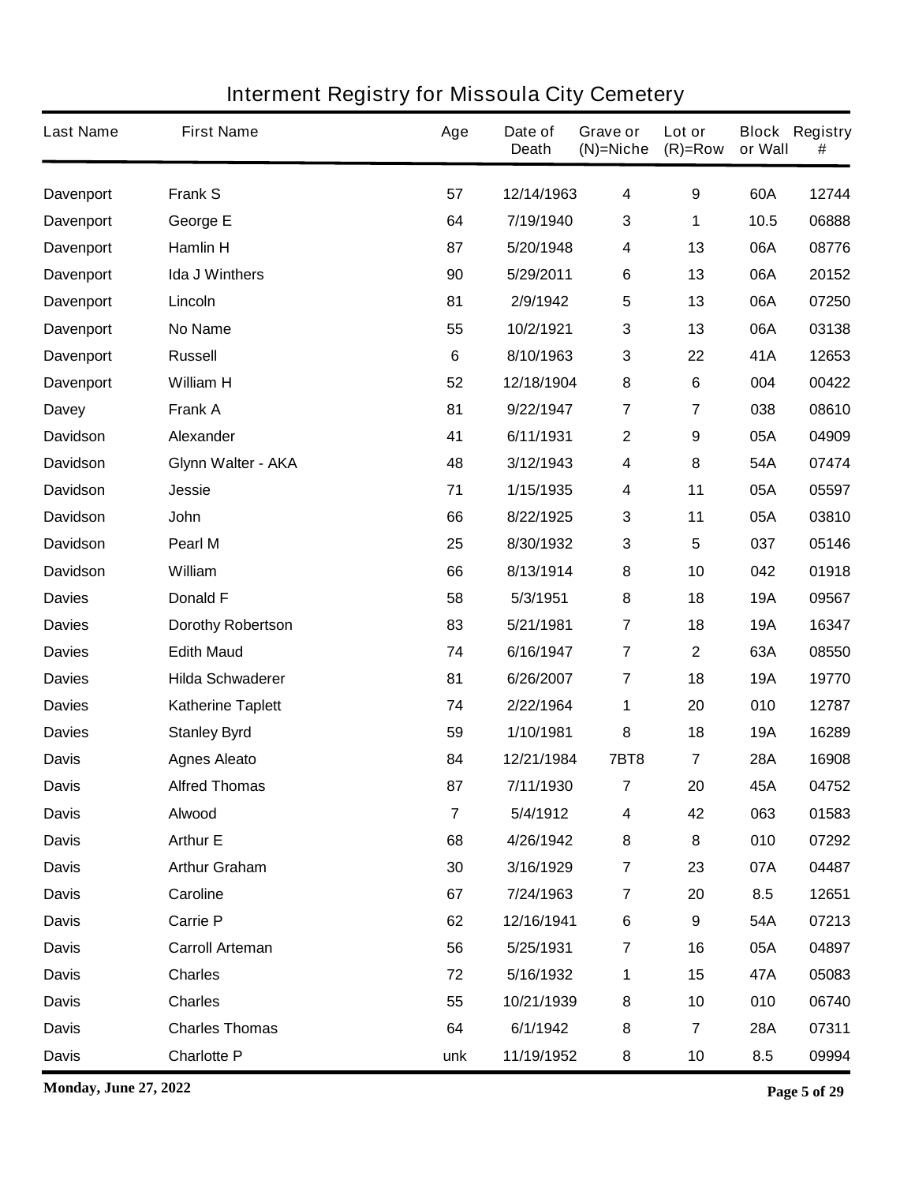# Interment Registry for Missoula City Cemetery

| Last Name | First Name | Age | Date of Death | Grave or (N)=Niche | Lot or (R)=Row | Block or Wall | Registry # |
|---|---|---|---|---|---|---|---|
| Davenport | Frank S | 57 | 12/14/1963 | 4 | 9 | 60A | 12744 |
| Davenport | George E | 64 | 7/19/1940 | 3 | 1 | 10.5 | 06888 |
| Davenport | Hamlin H | 87 | 5/20/1948 | 4 | 13 | 06A | 08776 |
| Davenport | Ida J Winthers | 90 | 5/29/2011 | 6 | 13 | 06A | 20152 |
| Davenport | Lincoln | 81 | 2/9/1942 | 5 | 13 | 06A | 07250 |
| Davenport | No Name | 55 | 10/2/1921 | 3 | 13 | 06A | 03138 |
| Davenport | Russell | 6 | 8/10/1963 | 3 | 22 | 41A | 12653 |
| Davenport | William H | 52 | 12/18/1904 | 8 | 6 | 004 | 00422 |
| Davey | Frank A | 81 | 9/22/1947 | 7 | 7 | 038 | 08610 |
| Davidson | Alexander | 41 | 6/11/1931 | 2 | 9 | 05A | 04909 |
| Davidson | Glynn Walter - AKA | 48 | 3/12/1943 | 4 | 8 | 54A | 07474 |
| Davidson | Jessie | 71 | 1/15/1935 | 4 | 11 | 05A | 05597 |
| Davidson | John | 66 | 8/22/1925 | 3 | 11 | 05A | 03810 |
| Davidson | Pearl M | 25 | 8/30/1932 | 3 | 5 | 037 | 05146 |
| Davidson | William | 66 | 8/13/1914 | 8 | 10 | 042 | 01918 |
| Davies | Donald F | 58 | 5/3/1951 | 8 | 18 | 19A | 09567 |
| Davies | Dorothy Robertson | 83 | 5/21/1981 | 7 | 18 | 19A | 16347 |
| Davies | Edith Maud | 74 | 6/16/1947 | 7 | 2 | 63A | 08550 |
| Davies | Hilda Schwaderer | 81 | 6/26/2007 | 7 | 18 | 19A | 19770 |
| Davies | Katherine Taplett | 74 | 2/22/1964 | 1 | 20 | 010 | 12787 |
| Davies | Stanley Byrd | 59 | 1/10/1981 | 8 | 18 | 19A | 16289 |
| Davis | Agnes Aleato | 84 | 12/21/1984 | 7BT8 | 7 | 28A | 16908 |
| Davis | Alfred Thomas | 87 | 7/11/1930 | 7 | 20 | 45A | 04752 |
| Davis | Alwood | 7 | 5/4/1912 | 4 | 42 | 063 | 01583 |
| Davis | Arthur E | 68 | 4/26/1942 | 8 | 8 | 010 | 07292 |
| Davis | Arthur Graham | 30 | 3/16/1929 | 7 | 23 | 07A | 04487 |
| Davis | Caroline | 67 | 7/24/1963 | 7 | 20 | 8.5 | 12651 |
| Davis | Carrie P | 62 | 12/16/1941 | 6 | 9 | 54A | 07213 |
| Davis | Carroll Arteman | 56 | 5/25/1931 | 7 | 16 | 05A | 04897 |
| Davis | Charles | 72 | 5/16/1932 | 1 | 15 | 47A | 05083 |
| Davis | Charles | 55 | 10/21/1939 | 8 | 10 | 010 | 06740 |
| Davis | Charles Thomas | 64 | 6/1/1942 | 8 | 7 | 28A | 07311 |
| Davis | Charlotte P | unk | 11/19/1952 | 8 | 10 | 8.5 | 09994 |

**Monday, June 27, 2022**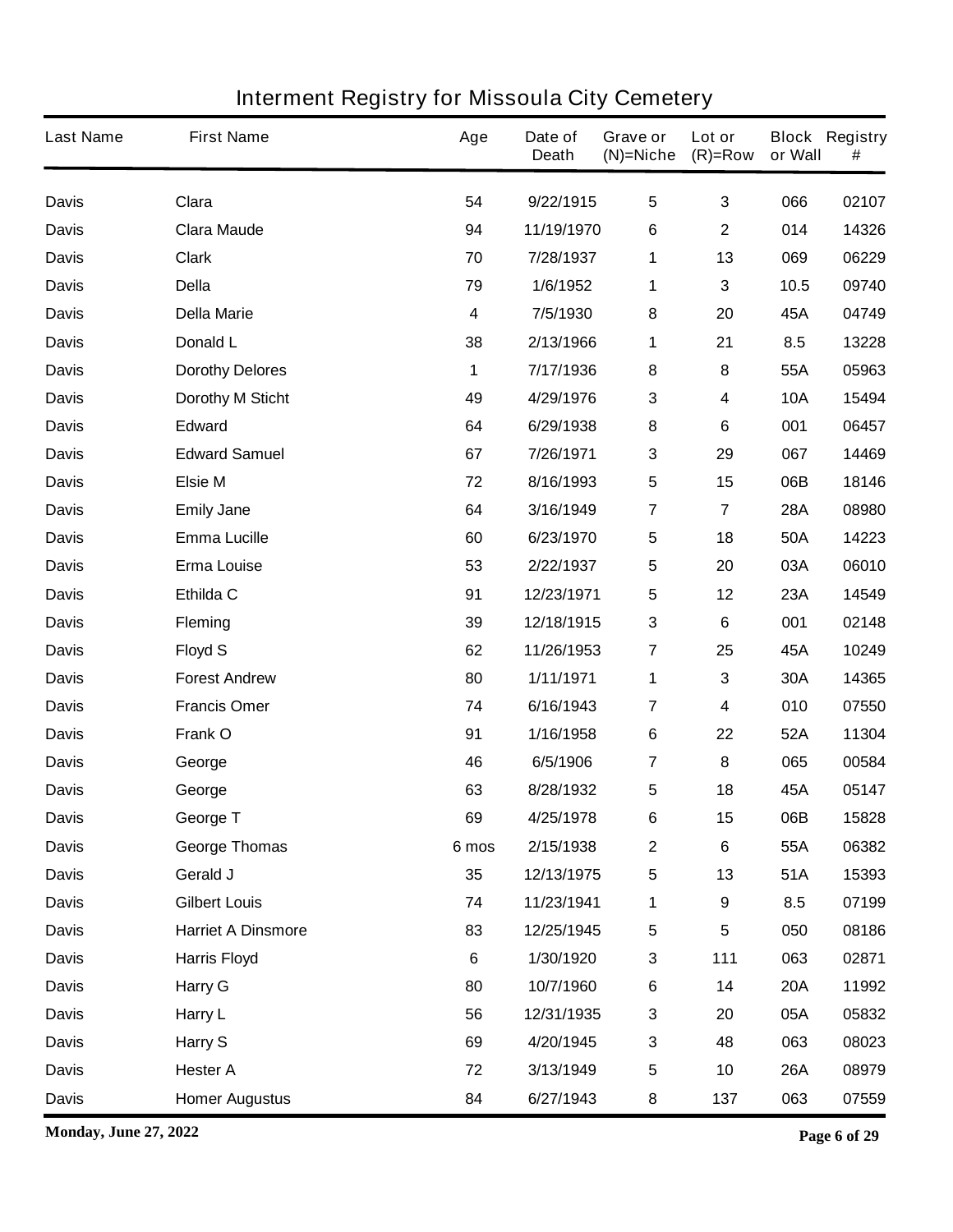# Interment Registry for Missoula City Cemetery

| Last Name | First Name | Age | Date of Death | Grave or (N)=Niche | Lot or (R)=Row | Block or Wall | Registry # |
|---|---|---|---|---|---|---|---|
| Davis | Clara | 54 | 9/22/1915 | 5 | 3 | 066 | 02107 |
| Davis | Clara Maude | 94 | 11/19/1970 | 6 | 2 | 014 | 14326 |
| Davis | Clark | 70 | 7/28/1937 | 1 | 13 | 069 | 06229 |
| Davis | Della | 79 | 1/6/1952 | 1 | 3 | 10.5 | 09740 |
| Davis | Della Marie | 4 | 7/5/1930 | 8 | 20 | 45A | 04749 |
| Davis | Donald L | 38 | 2/13/1966 | 1 | 21 | 8.5 | 13228 |
| Davis | Dorothy Delores | 1 | 7/17/1936 | 8 | 8 | 55A | 05963 |
| Davis | Dorothy M Sticht | 49 | 4/29/1976 | 3 | 4 | 10A | 15494 |
| Davis | Edward | 64 | 6/29/1938 | 8 | 6 | 001 | 06457 |
| Davis | Edward Samuel | 67 | 7/26/1971 | 3 | 29 | 067 | 14469 |
| Davis | Elsie M | 72 | 8/16/1993 | 5 | 15 | 06B | 18146 |
| Davis | Emily Jane | 64 | 3/16/1949 | 7 | 7 | 28A | 08980 |
| Davis | Emma Lucille | 60 | 6/23/1970 | 5 | 18 | 50A | 14223 |
| Davis | Erma Louise | 53 | 2/22/1937 | 5 | 20 | 03A | 06010 |
| Davis | Ethilda C | 91 | 12/23/1971 | 5 | 12 | 23A | 14549 |
| Davis | Fleming | 39 | 12/18/1915 | 3 | 6 | 001 | 02148 |
| Davis | Floyd S | 62 | 11/26/1953 | 7 | 25 | 45A | 10249 |
| Davis | Forest Andrew | 80 | 1/11/1971 | 1 | 3 | 30A | 14365 |
| Davis | Francis Omer | 74 | 6/16/1943 | 7 | 4 | 010 | 07550 |
| Davis | Frank O | 91 | 1/16/1958 | 6 | 22 | 52A | 11304 |
| Davis | George | 46 | 6/5/1906 | 7 | 8 | 065 | 00584 |
| Davis | George | 63 | 8/28/1932 | 5 | 18 | 45A | 05147 |
| Davis | George T | 69 | 4/25/1978 | 6 | 15 | 06B | 15828 |
| Davis | George Thomas | 6 mos | 2/15/1938 | 2 | 6 | 55A | 06382 |
| Davis | Gerald J | 35 | 12/13/1975 | 5 | 13 | 51A | 15393 |
| Davis | Gilbert Louis | 74 | 11/23/1941 | 1 | 9 | 8.5 | 07199 |
| Davis | Harriet A Dinsmore | 83 | 12/25/1945 | 5 | 5 | 050 | 08186 |
| Davis | Harris Floyd | 6 | 1/30/1920 | 3 | 111 | 063 | 02871 |
| Davis | Harry G | 80 | 10/7/1960 | 6 | 14 | 20A | 11992 |
| Davis | Harry L | 56 | 12/31/1935 | 3 | 20 | 05A | 05832 |
| Davis | Harry S | 69 | 4/20/1945 | 3 | 48 | 063 | 08023 |
| Davis | Hester A | 72 | 3/13/1949 | 5 | 10 | 26A | 08979 |
| Davis | Homer Augustus | 84 | 6/27/1943 | 8 | 137 | 063 | 07559 |

**Monday, June 27, 2022**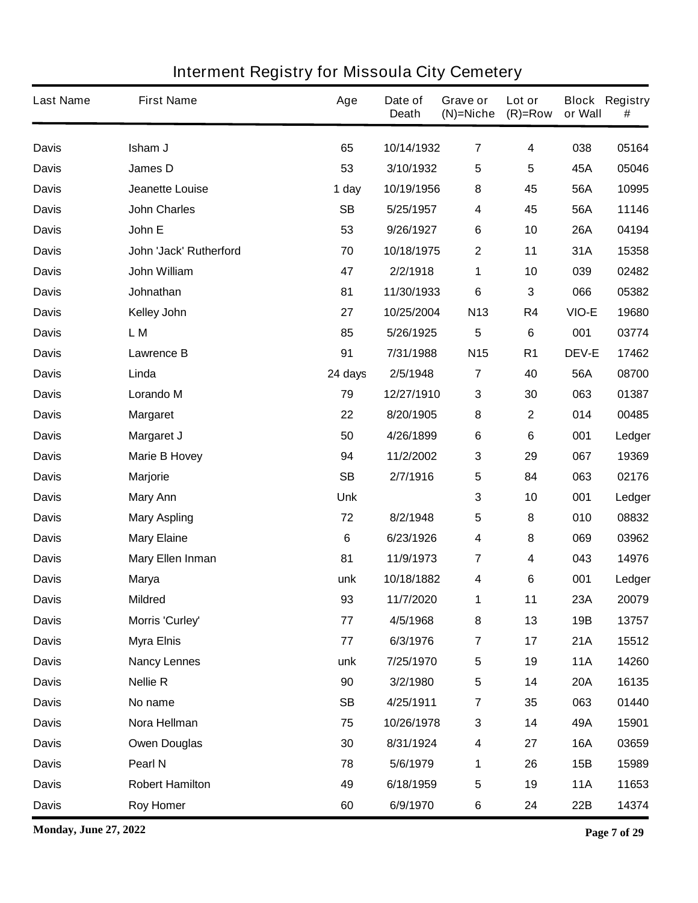# Interment Registry for Missoula City Cemetery

| Last Name | First Name | Age | Date of Death | Grave or (N)=Niche | Lot or (R)=Row | Block or Wall | Registry # |
|---|---|---|---|---|---|---|---|
| Davis | Isham J | 65 | 10/14/1932 | 7 | 4 | 038 | 05164 |
| Davis | James D | 53 | 3/10/1932 | 5 | 5 | 45A | 05046 |
| Davis | Jeanette Louise | 1 day | 10/19/1956 | 8 | 45 | 56A | 10995 |
| Davis | John Charles | SB | 5/25/1957 | 4 | 45 | 56A | 11146 |
| Davis | John E | 53 | 9/26/1927 | 6 | 10 | 26A | 04194 |
| Davis | John 'Jack' Rutherford | 70 | 10/18/1975 | 2 | 11 | 31A | 15358 |
| Davis | John William | 47 | 2/2/1918 | 1 | 10 | 039 | 02482 |
| Davis | Johnathan | 81 | 11/30/1933 | 6 | 3 | 066 | 05382 |
| Davis | Kelley John | 27 | 10/25/2004 | N13 | R4 | VIO-E | 19680 |
| Davis | L M | 85 | 5/26/1925 | 5 | 6 | 001 | 03774 |
| Davis | Lawrence B | 91 | 7/31/1988 | N15 | R1 | DEV-E | 17462 |
| Davis | Linda | 24 days | 2/5/1948 | 7 | 40 | 56A | 08700 |
| Davis | Lorando M | 79 | 12/27/1910 | 3 | 30 | 063 | 01387 |
| Davis | Margaret | 22 | 8/20/1905 | 8 | 2 | 014 | 00485 |
| Davis | Margaret J | 50 | 4/26/1899 | 6 | 6 | 001 | Ledger |
| Davis | Marie B Hovey | 94 | 11/2/2002 | 3 | 29 | 067 | 19369 |
| Davis | Marjorie | SB | 2/7/1916 | 5 | 84 | 063 | 02176 |
| Davis | Mary Ann | Unk | | 3 | 10 | 001 | Ledger |
| Davis | Mary Aspling | 72 | 8/2/1948 | 5 | 8 | 010 | 08832 |
| Davis | Mary Elaine | 6 | 6/23/1926 | 4 | 8 | 069 | 03962 |
| Davis | Mary Ellen Inman | 81 | 11/9/1973 | 7 | 4 | 043 | 14976 |
| Davis | Marya | unk | 10/18/1882 | 4 | 6 | 001 | Ledger |
| Davis | Mildred | 93 | 11/7/2020 | 1 | 11 | 23A | 20079 |
| Davis | Morris 'Curley' | 77 | 4/5/1968 | 8 | 13 | 19B | 13757 |
| Davis | Myra Elnis | 77 | 6/3/1976 | 7 | 17 | 21A | 15512 |
| Davis | Nancy Lennes | unk | 7/25/1970 | 5 | 19 | 11A | 14260 |
| Davis | Nellie R | 90 | 3/2/1980 | 5 | 14 | 20A | 16135 |
| Davis | No name | SB | 4/25/1911 | 7 | 35 | 063 | 01440 |
| Davis | Nora Hellman | 75 | 10/26/1978 | 3 | 14 | 49A | 15901 |
| Davis | Owen Douglas | 30 | 8/31/1924 | 4 | 27 | 16A | 03659 |
| Davis | Pearl N | 78 | 5/6/1979 | 1 | 26 | 15B | 15989 |
| Davis | Robert Hamilton | 49 | 6/18/1959 | 5 | 19 | 11A | 11653 |
| Davis | Roy Homer | 60 | 6/9/1970 | 6 | 24 | 22B | 14374 |

**Monday, June 27, 2022**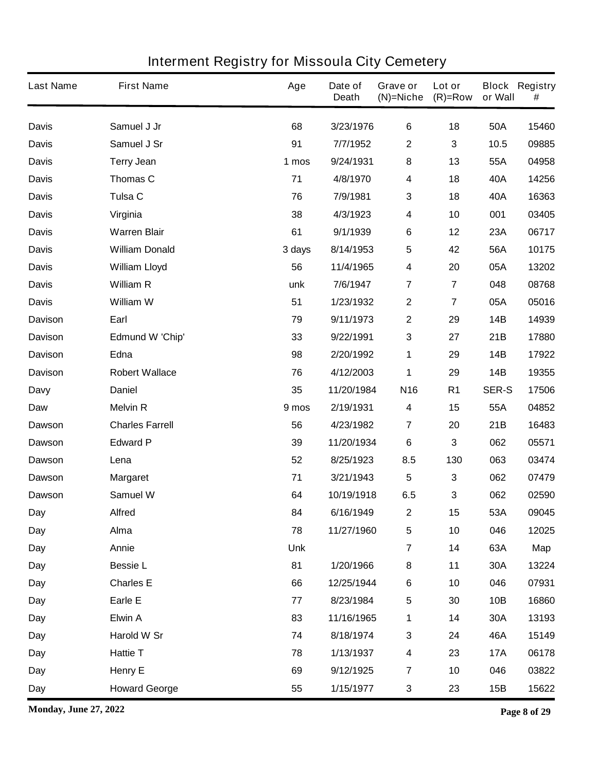# Interment Registry for Missoula City Cemetery

| Last Name | First Name | Age | Date of Death | Grave or (N)=Niche | Lot or (R)=Row | Block or Wall | Registry # |
|---|---|---|---|---|---|---|---|
| Davis | Samuel J Jr | 68 | 3/23/1976 | 6 | 18 | 50A | 15460 |
| Davis | Samuel J Sr | 91 | 7/7/1952 | 2 | 3 | 10.5 | 09885 |
| Davis | Terry Jean | 1 mos | 9/24/1931 | 8 | 13 | 55A | 04958 |
| Davis | Thomas C | 71 | 4/8/1970 | 4 | 18 | 40A | 14256 |
| Davis | Tulsa C | 76 | 7/9/1981 | 3 | 18 | 40A | 16363 |
| Davis | Virginia | 38 | 4/3/1923 | 4 | 10 | 001 | 03405 |
| Davis | Warren Blair | 61 | 9/1/1939 | 6 | 12 | 23A | 06717 |
| Davis | William Donald | 3 days | 8/14/1953 | 5 | 42 | 56A | 10175 |
| Davis | William Lloyd | 56 | 11/4/1965 | 4 | 20 | 05A | 13202 |
| Davis | William R | unk | 7/6/1947 | 7 | 7 | 048 | 08768 |
| Davis | William W | 51 | 1/23/1932 | 2 | 7 | 05A | 05016 |
| Davison | Earl | 79 | 9/11/1973 | 2 | 29 | 14B | 14939 |
| Davison | Edmund W 'Chip' | 33 | 9/22/1991 | 3 | 27 | 21B | 17880 |
| Davison | Edna | 98 | 2/20/1992 | 1 | 29 | 14B | 17922 |
| Davison | Robert Wallace | 76 | 4/12/2003 | 1 | 29 | 14B | 19355 |
| Davy | Daniel | 35 | 11/20/1984 | N16 | R1 | SER-S | 17506 |
| Daw | Melvin R | 9 mos | 2/19/1931 | 4 | 15 | 55A | 04852 |
| Dawson | Charles Farrell | 56 | 4/23/1982 | 7 | 20 | 21B | 16483 |
| Dawson | Edward P | 39 | 11/20/1934 | 6 | 3 | 062 | 05571 |
| Dawson | Lena | 52 | 8/25/1923 | 8.5 | 130 | 063 | 03474 |
| Dawson | Margaret | 71 | 3/21/1943 | 5 | 3 | 062 | 07479 |
| Dawson | Samuel W | 64 | 10/19/1918 | 6.5 | 3 | 062 | 02590 |
| Day | Alfred | 84 | 6/16/1949 | 2 | 15 | 53A | 09045 |
| Day | Alma | 78 | 11/27/1960 | 5 | 10 | 046 | 12025 |
| Day | Annie | Unk | | 7 | 14 | 63A | Map |
| Day | Bessie L | 81 | 1/20/1966 | 8 | 11 | 30A | 13224 |
| Day | Charles E | 66 | 12/25/1944 | 6 | 10 | 046 | 07931 |
| Day | Earle E | 77 | 8/23/1984 | 5 | 30 | 10B | 16860 |
| Day | Elwin A | 83 | 11/16/1965 | 1 | 14 | 30A | 13193 |
| Day | Harold W Sr | 74 | 8/18/1974 | 3 | 24 | 46A | 15149 |
| Day | Hattie T | 78 | 1/13/1937 | 4 | 23 | 17A | 06178 |
| Day | Henry E | 69 | 9/12/1925 | 7 | 10 | 046 | 03822 |
| Day | Howard George | 55 | 1/15/1977 | 3 | 23 | 15B | 15622 |

**Monday, June 27, 2022**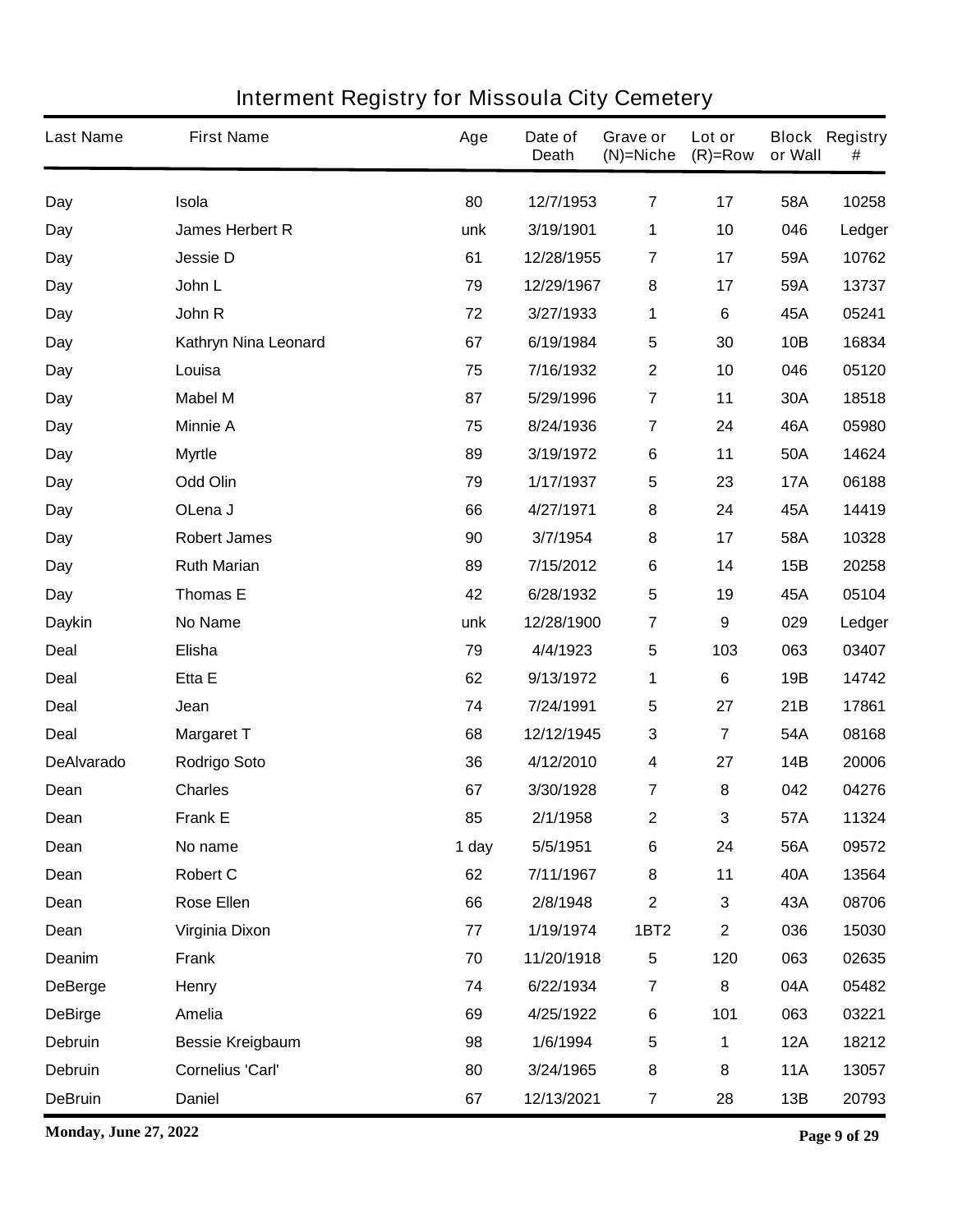# Interment Registry for Missoula City Cemetery

| Last Name | First Name | Age | Date of Death | Grave or (N)=Niche | Lot or (R)=Row | Block or Wall | Registry # |
|---|---|---|---|---|---|---|---|
| Day | Isola | 80 | 12/7/1953 | 7 | 17 | 58A | 10258 |
| Day | James Herbert R | unk | 3/19/1901 | 1 | 10 | 046 | Ledger |
| Day | Jessie D | 61 | 12/28/1955 | 7 | 17 | 59A | 10762 |
| Day | John L | 79 | 12/29/1967 | 8 | 17 | 59A | 13737 |
| Day | John R | 72 | 3/27/1933 | 1 | 6 | 45A | 05241 |
| Day | Kathryn Nina Leonard | 67 | 6/19/1984 | 5 | 30 | 10B | 16834 |
| Day | Louisa | 75 | 7/16/1932 | 2 | 10 | 046 | 05120 |
| Day | Mabel M | 87 | 5/29/1996 | 7 | 11 | 30A | 18518 |
| Day | Minnie A | 75 | 8/24/1936 | 7 | 24 | 46A | 05980 |
| Day | Myrtle | 89 | 3/19/1972 | 6 | 11 | 50A | 14624 |
| Day | Odd Olin | 79 | 1/17/1937 | 5 | 23 | 17A | 06188 |
| Day | OLena J | 66 | 4/27/1971 | 8 | 24 | 45A | 14419 |
| Day | Robert James | 90 | 3/7/1954 | 8 | 17 | 58A | 10328 |
| Day | Ruth Marian | 89 | 7/15/2012 | 6 | 14 | 15B | 20258 |
| Day | Thomas E | 42 | 6/28/1932 | 5 | 19 | 45A | 05104 |
| Daykin | No Name | unk | 12/28/1900 | 7 | 9 | 029 | Ledger |
| Deal | Elisha | 79 | 4/4/1923 | 5 | 103 | 063 | 03407 |
| Deal | Etta E | 62 | 9/13/1972 | 1 | 6 | 19B | 14742 |
| Deal | Jean | 74 | 7/24/1991 | 5 | 27 | 21B | 17861 |
| Deal | Margaret T | 68 | 12/12/1945 | 3 | 7 | 54A | 08168 |
| DeAlvarado | Rodrigo Soto | 36 | 4/12/2010 | 4 | 27 | 14B | 20006 |
| Dean | Charles | 67 | 3/30/1928 | 7 | 8 | 042 | 04276 |
| Dean | Frank E | 85 | 2/1/1958 | 2 | 3 | 57A | 11324 |
| Dean | No name | 1 day | 5/5/1951 | 6 | 24 | 56A | 09572 |
| Dean | Robert C | 62 | 7/11/1967 | 8 | 11 | 40A | 13564 |
| Dean | Rose Ellen | 66 | 2/8/1948 | 2 | 3 | 43A | 08706 |
| Dean | Virginia Dixon | 77 | 1/19/1974 | 1BT2 | 2 | 036 | 15030 |
| Deanim | Frank | 70 | 11/20/1918 | 5 | 120 | 063 | 02635 |
| DeBerge | Henry | 74 | 6/22/1934 | 7 | 8 | 04A | 05482 |
| DeBirge | Amelia | 69 | 4/25/1922 | 6 | 101 | 063 | 03221 |
| Debruin | Bessie Kreigbaum | 98 | 1/6/1994 | 5 | 1 | 12A | 18212 |
| Debruin | Cornelius 'Carl' | 80 | 3/24/1965 | 8 | 8 | 11A | 13057 |
| DeBruin | Daniel | 67 | 12/13/2021 | 7 | 28 | 13B | 20793 |

**Monday, June 27, 2022**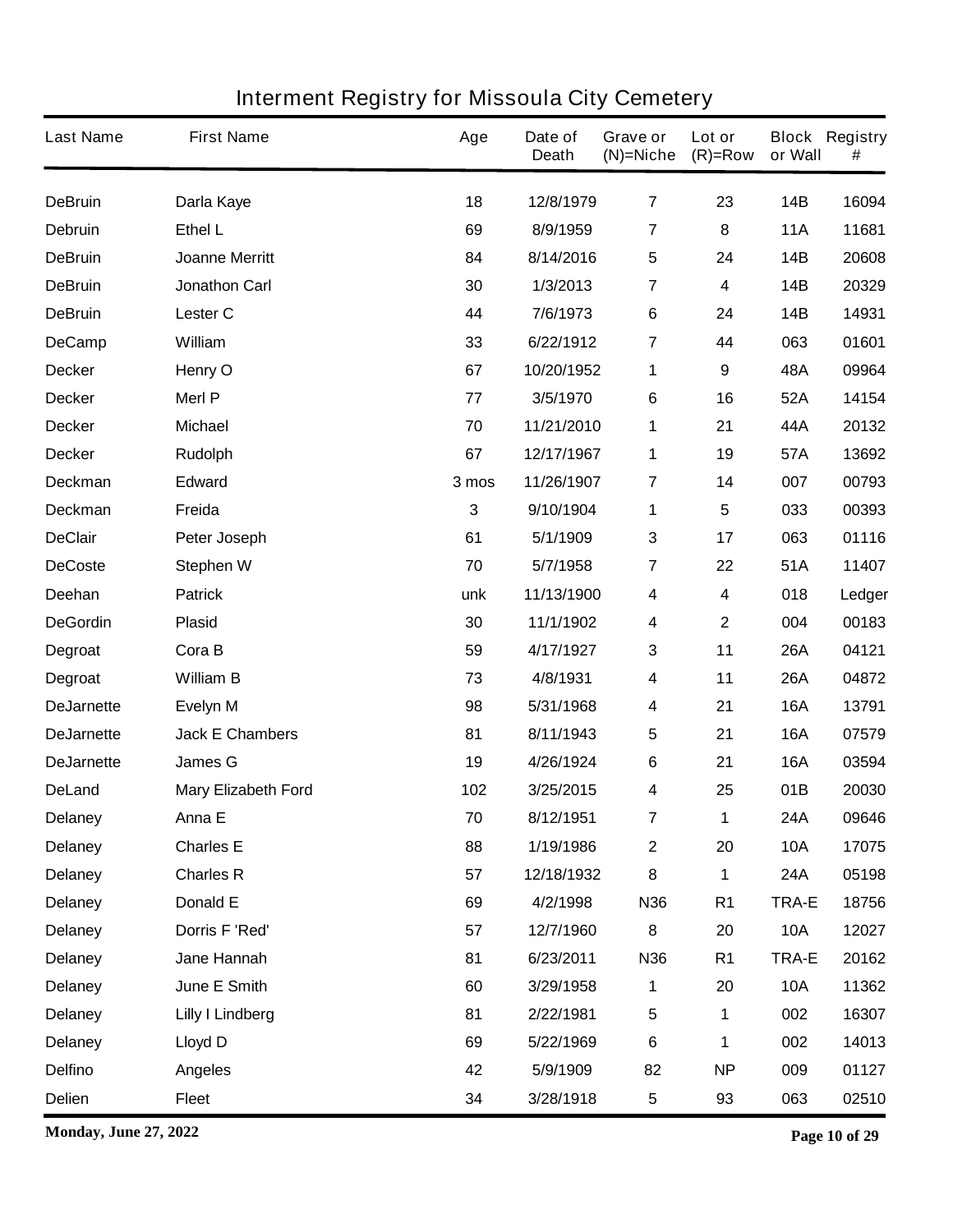# Interment Registry for Missoula City Cemetery

| Last Name | First Name | Age | Date of Death | Grave or (N)=Niche | Lot or (R)=Row | Block or Wall | Registry # |
|---|---|---|---|---|---|---|---|
| DeBruin | Darla Kaye | 18 | 12/8/1979 | 7 | 23 | 14B | 16094 |
| Debruin | Ethel L | 69 | 8/9/1959 | 7 | 8 | 11A | 11681 |
| DeBruin | Joanne Merritt | 84 | 8/14/2016 | 5 | 24 | 14B | 20608 |
| DeBruin | Jonathon Carl | 30 | 1/3/2013 | 7 | 4 | 14B | 20329 |
| DeBruin | Lester C | 44 | 7/6/1973 | 6 | 24 | 14B | 14931 |
| DeCamp | William | 33 | 6/22/1912 | 7 | 44 | 063 | 01601 |
| Decker | Henry O | 67 | 10/20/1952 | 1 | 9 | 48A | 09964 |
| Decker | Merl P | 77 | 3/5/1970 | 6 | 16 | 52A | 14154 |
| Decker | Michael | 70 | 11/21/2010 | 1 | 21 | 44A | 20132 |
| Decker | Rudolph | 67 | 12/17/1967 | 1 | 19 | 57A | 13692 |
| Deckman | Edward | 3 mos | 11/26/1907 | 7 | 14 | 007 | 00793 |
| Deckman | Freida | 3 | 9/10/1904 | 1 | 5 | 033 | 00393 |
| DeClair | Peter Joseph | 61 | 5/1/1909 | 3 | 17 | 063 | 01116 |
| DeCoste | Stephen W | 70 | 5/7/1958 | 7 | 22 | 51A | 11407 |
| Deehan | Patrick | unk | 11/13/1900 | 4 | 4 | 018 | Ledger |
| DeGordin | Plasid | 30 | 11/1/1902 | 4 | 2 | 004 | 00183 |
| Degroat | Cora B | 59 | 4/17/1927 | 3 | 11 | 26A | 04121 |
| Degroat | William B | 73 | 4/8/1931 | 4 | 11 | 26A | 04872 |
| DeJarnette | Evelyn M | 98 | 5/31/1968 | 4 | 21 | 16A | 13791 |
| DeJarnette | Jack E Chambers | 81 | 8/11/1943 | 5 | 21 | 16A | 07579 |
| DeJarnette | James G | 19 | 4/26/1924 | 6 | 21 | 16A | 03594 |
| DeLand | Mary Elizabeth Ford | 102 | 3/25/2015 | 4 | 25 | 01B | 20030 |
| Delaney | Anna E | 70 | 8/12/1951 | 7 | 1 | 24A | 09646 |
| Delaney | Charles E | 88 | 1/19/1986 | 2 | 20 | 10A | 17075 |
| Delaney | Charles R | 57 | 12/18/1932 | 8 | 1 | 24A | 05198 |
| Delaney | Donald E | 69 | 4/2/1998 | N36 | R1 | TRA-E | 18756 |
| Delaney | Dorris F 'Red' | 57 | 12/7/1960 | 8 | 20 | 10A | 12027 |
| Delaney | Jane Hannah | 81 | 6/23/2011 | N36 | R1 | TRA-E | 20162 |
| Delaney | June E Smith | 60 | 3/29/1958 | 1 | 20 | 10A | 11362 |
| Delaney | Lilly I Lindberg | 81 | 2/22/1981 | 5 | 1 | 002 | 16307 |
| Delaney | Lloyd D | 69 | 5/22/1969 | 6 | 1 | 002 | 14013 |
| Delfino | Angeles | 42 | 5/9/1909 | 82 | NP | 009 | 01127 |
| Delien | Fleet | 34 | 3/28/1918 | 5 | 93 | 063 | 02510 |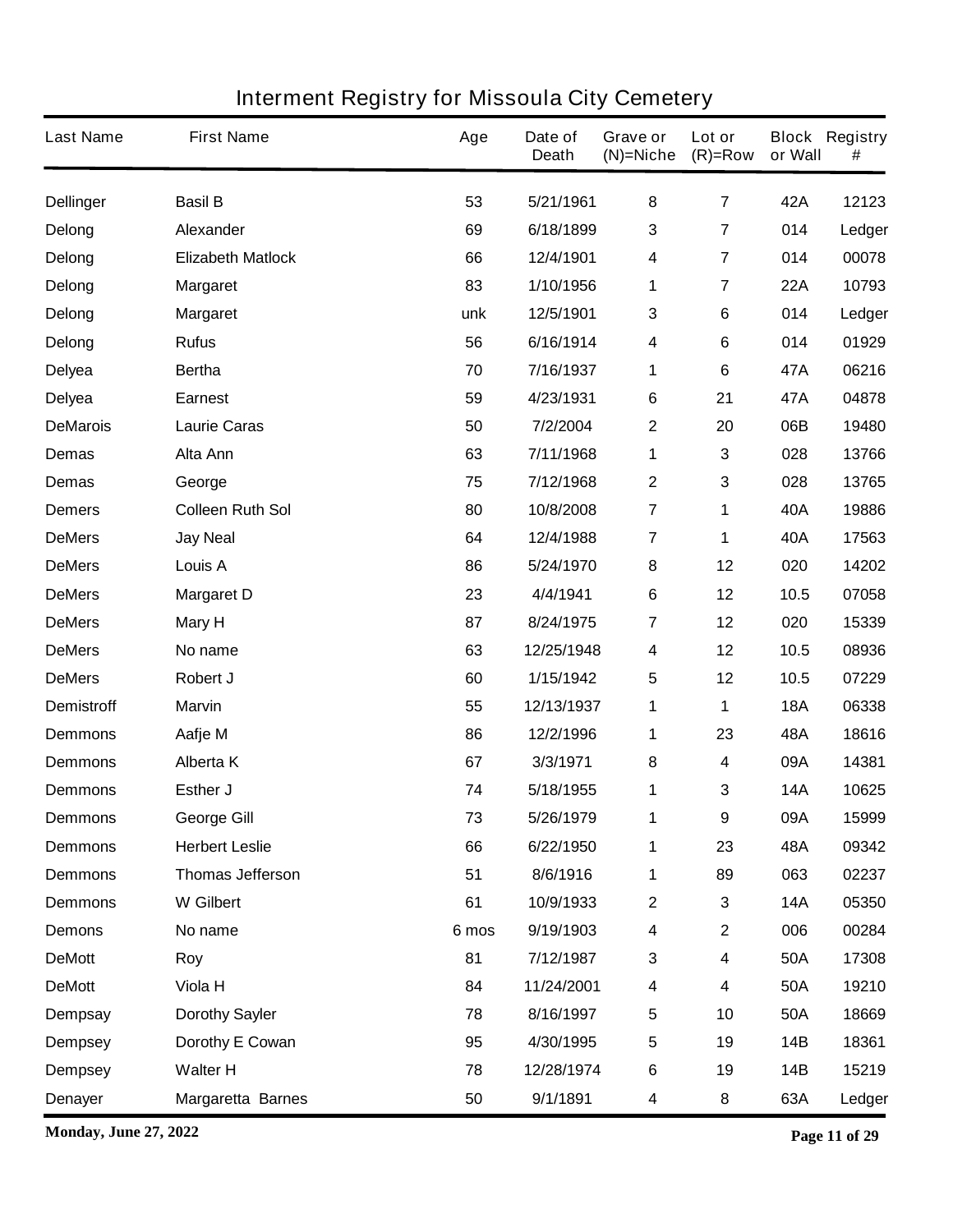# Interment Registry for Missoula City Cemetery

| Last Name | First Name | Age | Date of Death | Grave or (N)=Niche | Lot or (R)=Row | Block or Wall | Registry # |
|---|---|---|---|---|---|---|---|
| Dellinger | Basil B | 53 | 5/21/1961 | 8 | 7 | 42A | 12123 |
| Delong | Alexander | 69 | 6/18/1899 | 3 | 7 | 014 | Ledger |
| Delong | Elizabeth Matlock | 66 | 12/4/1901 | 4 | 7 | 014 | 00078 |
| Delong | Margaret | 83 | 1/10/1956 | 1 | 7 | 22A | 10793 |
| Delong | Margaret | unk | 12/5/1901 | 3 | 6 | 014 | Ledger |
| Delong | Rufus | 56 | 6/16/1914 | 4 | 6 | 014 | 01929 |
| Delyea | Bertha | 70 | 7/16/1937 | 1 | 6 | 47A | 06216 |
| Delyea | Earnest | 59 | 4/23/1931 | 6 | 21 | 47A | 04878 |
| DeMarois | Laurie Caras | 50 | 7/2/2004 | 2 | 20 | 06B | 19480 |
| Demas | Alta Ann | 63 | 7/11/1968 | 1 | 3 | 028 | 13766 |
| Demas | George | 75 | 7/12/1968 | 2 | 3 | 028 | 13765 |
| Demers | Colleen Ruth Sol | 80 | 10/8/2008 | 7 | 1 | 40A | 19886 |
| DeMers | Jay Neal | 64 | 12/4/1988 | 7 | 1 | 40A | 17563 |
| DeMers | Louis A | 86 | 5/24/1970 | 8 | 12 | 020 | 14202 |
| DeMers | Margaret D | 23 | 4/4/1941 | 6 | 12 | 10.5 | 07058 |
| DeMers | Mary H | 87 | 8/24/1975 | 7 | 12 | 020 | 15339 |
| DeMers | No name | 63 | 12/25/1948 | 4 | 12 | 10.5 | 08936 |
| DeMers | Robert J | 60 | 1/15/1942 | 5 | 12 | 10.5 | 07229 |
| Demistroff | Marvin | 55 | 12/13/1937 | 1 | 1 | 18A | 06338 |
| Demmons | Aafje M | 86 | 12/2/1996 | 1 | 23 | 48A | 18616 |
| Demmons | Alberta K | 67 | 3/3/1971 | 8 | 4 | 09A | 14381 |
| Demmons | Esther J | 74 | 5/18/1955 | 1 | 3 | 14A | 10625 |
| Demmons | George Gill | 73 | 5/26/1979 | 1 | 9 | 09A | 15999 |
| Demmons | Herbert Leslie | 66 | 6/22/1950 | 1 | 23 | 48A | 09342 |
| Demmons | Thomas Jefferson | 51 | 8/6/1916 | 1 | 89 | 063 | 02237 |
| Demmons | W Gilbert | 61 | 10/9/1933 | 2 | 3 | 14A | 05350 |
| Demons | No name | 6 mos | 9/19/1903 | 4 | 2 | 006 | 00284 |
| DeMott | Roy | 81 | 7/12/1987 | 3 | 4 | 50A | 17308 |
| DeMott | Viola H | 84 | 11/24/2001 | 4 | 4 | 50A | 19210 |
| Dempsay | Dorothy Sayler | 78 | 8/16/1997 | 5 | 10 | 50A | 18669 |
| Dempsey | Dorothy E Cowan | 95 | 4/30/1995 | 5 | 19 | 14B | 18361 |
| Dempsey | Walter H | 78 | 12/28/1974 | 6 | 19 | 14B | 15219 |
| Denayer | Margaretta Barnes | 50 | 9/1/1891 | 4 | 8 | 63A | Ledger |

**Monday, June 27, 2022**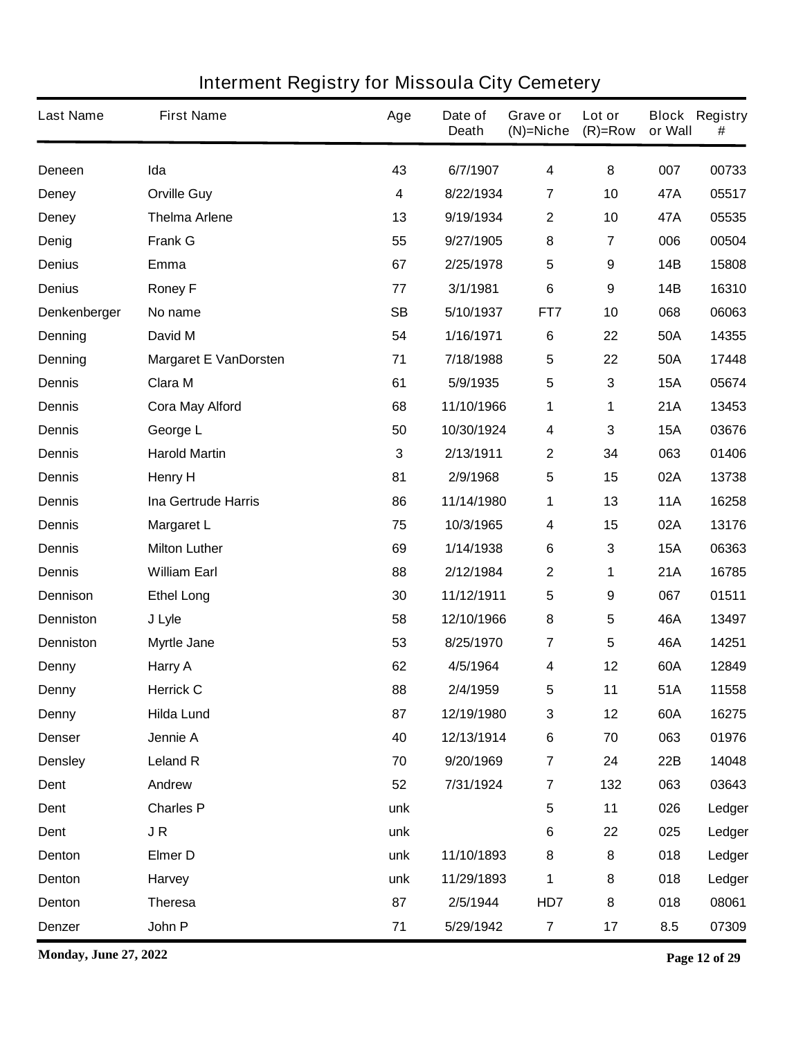# Interment Registry for Missoula City Cemetery

| Last Name | First Name | Age | Date of Death | Grave or (N)=Niche | Lot or (R)=Row | Block or Wall | Registry # |
|---|---|---|---|---|---|---|---|
| Deneen | Ida | 43 | 6/7/1907 | 4 | 8 | 007 | 00733 |
| Deney | Orville Guy | 4 | 8/22/1934 | 7 | 10 | 47A | 05517 |
| Deney | Thelma Arlene | 13 | 9/19/1934 | 2 | 10 | 47A | 05535 |
| Denig | Frank G | 55 | 9/27/1905 | 8 | 7 | 006 | 00504 |
| Denius | Emma | 67 | 2/25/1978 | 5 | 9 | 14B | 15808 |
| Denius | Roney F | 77 | 3/1/1981 | 6 | 9 | 14B | 16310 |
| Denkenberger | No name | SB | 5/10/1937 | FT7 | 10 | 068 | 06063 |
| Denning | David M | 54 | 1/16/1971 | 6 | 22 | 50A | 14355 |
| Denning | Margaret E VanDorsten | 71 | 7/18/1988 | 5 | 22 | 50A | 17448 |
| Dennis | Clara M | 61 | 5/9/1935 | 5 | 3 | 15A | 05674 |
| Dennis | Cora May Alford | 68 | 11/10/1966 | 1 | 1 | 21A | 13453 |
| Dennis | George L | 50 | 10/30/1924 | 4 | 3 | 15A | 03676 |
| Dennis | Harold Martin | 3 | 2/13/1911 | 2 | 34 | 063 | 01406 |
| Dennis | Henry H | 81 | 2/9/1968 | 5 | 15 | 02A | 13738 |
| Dennis | Ina Gertrude Harris | 86 | 11/14/1980 | 1 | 13 | 11A | 16258 |
| Dennis | Margaret L | 75 | 10/3/1965 | 4 | 15 | 02A | 13176 |
| Dennis | Milton Luther | 69 | 1/14/1938 | 6 | 3 | 15A | 06363 |
| Dennis | William Earl | 88 | 2/12/1984 | 2 | 1 | 21A | 16785 |
| Dennison | Ethel Long | 30 | 11/12/1911 | 5 | 9 | 067 | 01511 |
| Denniston | J Lyle | 58 | 12/10/1966 | 8 | 5 | 46A | 13497 |
| Denniston | Myrtle Jane | 53 | 8/25/1970 | 7 | 5 | 46A | 14251 |
| Denny | Harry A | 62 | 4/5/1964 | 4 | 12 | 60A | 12849 |
| Denny | Herrick C | 88 | 2/4/1959 | 5 | 11 | 51A | 11558 |
| Denny | Hilda Lund | 87 | 12/19/1980 | 3 | 12 | 60A | 16275 |
| Denser | Jennie A | 40 | 12/13/1914 | 6 | 70 | 063 | 01976 |
| Densley | Leland R | 70 | 9/20/1969 | 7 | 24 | 22B | 14048 |
| Dent | Andrew | 52 | 7/31/1924 | 7 | 132 | 063 | 03643 |
| Dent | Charles P | unk | | 5 | 11 | 026 | Ledger |
| Dent | J R | unk | | 6 | 22 | 025 | Ledger |
| Denton | Elmer D | unk | 11/10/1893 | 8 | 8 | 018 | Ledger |
| Denton | Harvey | unk | 11/29/1893 | 1 | 8 | 018 | Ledger |
| Denton | Theresa | 87 | 2/5/1944 | HD7 | 8 | 018 | 08061 |
| Denzer | John P | 71 | 5/29/1942 | 7 | 17 | 8.5 | 07309 |

**Monday, June 27, 2022**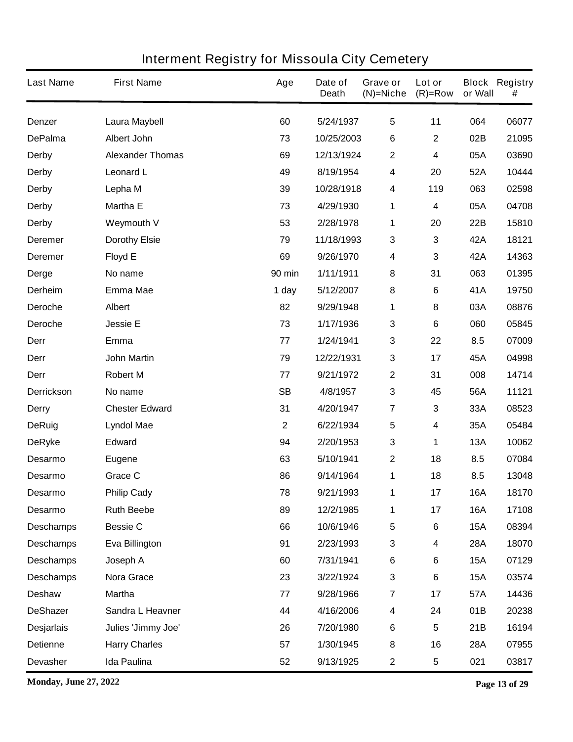# Interment Registry for Missoula City Cemetery

| Last Name | First Name | Age | Date of Death | Grave or (N)=Niche | Lot or (R)=Row | Block or Wall | Registry # |
|---|---|---|---|---|---|---|---|
| Denzer | Laura Maybell | 60 | 5/24/1937 | 5 | 11 | 064 | 06077 |
| DePalma | Albert John | 73 | 10/25/2003 | 6 | 2 | 02B | 21095 |
| Derby | Alexander Thomas | 69 | 12/13/1924 | 2 | 4 | 05A | 03690 |
| Derby | Leonard L | 49 | 8/19/1954 | 4 | 20 | 52A | 10444 |
| Derby | Lepha M | 39 | 10/28/1918 | 4 | 119 | 063 | 02598 |
| Derby | Martha E | 73 | 4/29/1930 | 1 | 4 | 05A | 04708 |
| Derby | Weymouth V | 53 | 2/28/1978 | 1 | 20 | 22B | 15810 |
| Deremer | Dorothy Elsie | 79 | 11/18/1993 | 3 | 3 | 42A | 18121 |
| Deremer | Floyd E | 69 | 9/26/1970 | 4 | 3 | 42A | 14363 |
| Derge | No name | 90 min | 1/11/1911 | 8 | 31 | 063 | 01395 |
| Derheim | Emma Mae | 1 day | 5/12/2007 | 8 | 6 | 41A | 19750 |
| Deroche | Albert | 82 | 9/29/1948 | 1 | 8 | 03A | 08876 |
| Deroche | Jessie E | 73 | 1/17/1936 | 3 | 6 | 060 | 05845 |
| Derr | Emma | 77 | 1/24/1941 | 3 | 22 | 8.5 | 07009 |
| Derr | John Martin | 79 | 12/22/1931 | 3 | 17 | 45A | 04998 |
| Derr | Robert M | 77 | 9/21/1972 | 2 | 31 | 008 | 14714 |
| Derrickson | No name | SB | 4/8/1957 | 3 | 45 | 56A | 11121 |
| Derry | Chester Edward | 31 | 4/20/1947 | 7 | 3 | 33A | 08523 |
| DeRuig | Lyndol Mae | 2 | 6/22/1934 | 5 | 4 | 35A | 05484 |
| DeRyke | Edward | 94 | 2/20/1953 | 3 | 1 | 13A | 10062 |
| Desarmo | Eugene | 63 | 5/10/1941 | 2 | 18 | 8.5 | 07084 |
| Desarmo | Grace C | 86 | 9/14/1964 | 1 | 18 | 8.5 | 13048 |
| Desarmo | Philip Cady | 78 | 9/21/1993 | 1 | 17 | 16A | 18170 |
| Desarmo | Ruth Beebe | 89 | 12/2/1985 | 1 | 17 | 16A | 17108 |
| Deschamps | Bessie C | 66 | 10/6/1946 | 5 | 6 | 15A | 08394 |
| Deschamps | Eva Billington | 91 | 2/23/1993 | 3 | 4 | 28A | 18070 |
| Deschamps | Joseph A | 60 | 7/31/1941 | 6 | 6 | 15A | 07129 |
| Deschamps | Nora Grace | 23 | 3/22/1924 | 3 | 6 | 15A | 03574 |
| Deshaw | Martha | 77 | 9/28/1966 | 7 | 17 | 57A | 14436 |
| DeShazer | Sandra L Heavner | 44 | 4/16/2006 | 4 | 24 | 01B | 20238 |
| Desjarlais | Julies 'Jimmy Joe' | 26 | 7/20/1980 | 6 | 5 | 21B | 16194 |
| Detienne | Harry Charles | 57 | 1/30/1945 | 8 | 16 | 28A | 07955 |
| Devasher | Ida Paulina | 52 | 9/13/1925 | 2 | 5 | 021 | 03817 |

**Monday, June 27, 2022**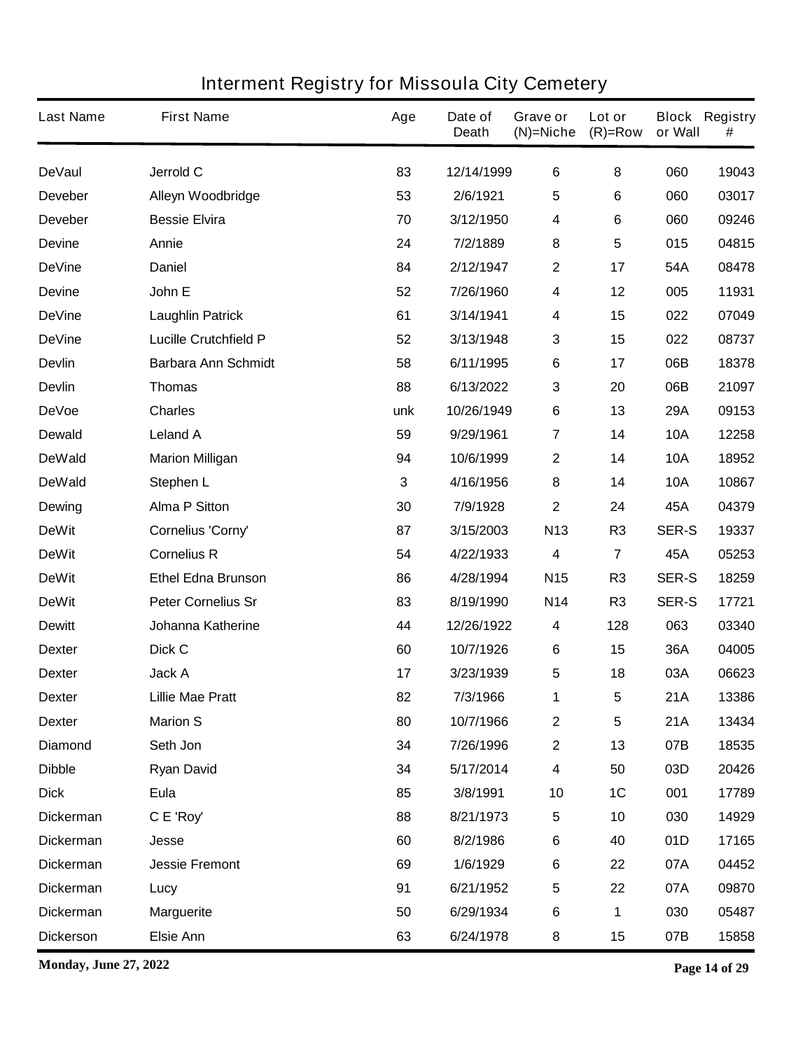# Interment Registry for Missoula City Cemetery

| Last Name | First Name | Age | Date of Death | Grave or (N)=Niche | Lot or (R)=Row | Block or Wall | Registry # |
|---|---|---|---|---|---|---|---|
| DeVaul | Jerrold C | 83 | 12/14/1999 | 6 | 8 | 060 | 19043 |
| Deveber | Alleyn Woodbridge | 53 | 2/6/1921 | 5 | 6 | 060 | 03017 |
| Deveber | Bessie Elvira | 70 | 3/12/1950 | 4 | 6 | 060 | 09246 |
| Devine | Annie | 24 | 7/2/1889 | 8 | 5 | 015 | 04815 |
| DeVine | Daniel | 84 | 2/12/1947 | 2 | 17 | 54A | 08478 |
| Devine | John E | 52 | 7/26/1960 | 4 | 12 | 005 | 11931 |
| DeVine | Laughlin Patrick | 61 | 3/14/1941 | 4 | 15 | 022 | 07049 |
| DeVine | Lucille Crutchfield P | 52 | 3/13/1948 | 3 | 15 | 022 | 08737 |
| Devlin | Barbara Ann Schmidt | 58 | 6/11/1995 | 6 | 17 | 06B | 18378 |
| Devlin | Thomas | 88 | 6/13/2022 | 3 | 20 | 06B | 21097 |
| DeVoe | Charles | unk | 10/26/1949 | 6 | 13 | 29A | 09153 |
| Dewald | Leland A | 59 | 9/29/1961 | 7 | 14 | 10A | 12258 |
| DeWald | Marion Milligan | 94 | 10/6/1999 | 2 | 14 | 10A | 18952 |
| DeWald | Stephen L | 3 | 4/16/1956 | 8 | 14 | 10A | 10867 |
| Dewing | Alma P Sitton | 30 | 7/9/1928 | 2 | 24 | 45A | 04379 |
| DeWit | Cornelius 'Corny' | 87 | 3/15/2003 | N13 | R3 | SER-S | 19337 |
| DeWit | Cornelius R | 54 | 4/22/1933 | 4 | 7 | 45A | 05253 |
| DeWit | Ethel Edna Brunson | 86 | 4/28/1994 | N15 | R3 | SER-S | 18259 |
| DeWit | Peter Cornelius Sr | 83 | 8/19/1990 | N14 | R3 | SER-S | 17721 |
| Dewitt | Johanna Katherine | 44 | 12/26/1922 | 4 | 128 | 063 | 03340 |
| Dexter | Dick C | 60 | 10/7/1926 | 6 | 15 | 36A | 04005 |
| Dexter | Jack A | 17 | 3/23/1939 | 5 | 18 | 03A | 06623 |
| Dexter | Lillie Mae Pratt | 82 | 7/3/1966 | 1 | 5 | 21A | 13386 |
| Dexter | Marion S | 80 | 10/7/1966 | 2 | 5 | 21A | 13434 |
| Diamond | Seth Jon | 34 | 7/26/1996 | 2 | 13 | 07B | 18535 |
| Dibble | Ryan David | 34 | 5/17/2014 | 4 | 50 | 03D | 20426 |
| Dick | Eula | 85 | 3/8/1991 | 10 | 1C | 001 | 17789 |
| Dickerman | C E 'Roy' | 88 | 8/21/1973 | 5 | 10 | 030 | 14929 |
| Dickerman | Jesse | 60 | 8/2/1986 | 6 | 40 | 01D | 17165 |
| Dickerman | Jessie Fremont | 69 | 1/6/1929 | 6 | 22 | 07A | 04452 |
| Dickerman | Lucy | 91 | 6/21/1952 | 5 | 22 | 07A | 09870 |
| Dickerman | Marguerite | 50 | 6/29/1934 | 6 | 1 | 030 | 05487 |
| Dickerson | Elsie Ann | 63 | 6/24/1978 | 8 | 15 | 07B | 15858 |

**Monday, June 27, 2022**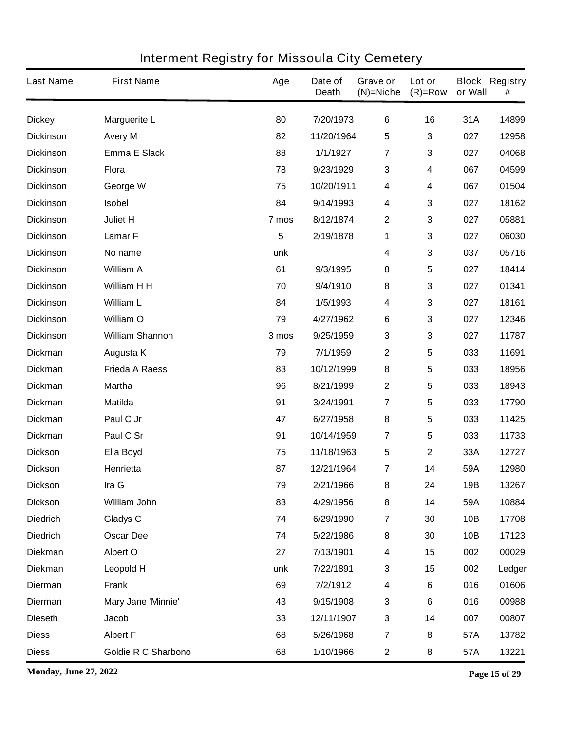# Interment Registry for Missoula City Cemetery

| Last Name | First Name | Age | Date of Death | Grave or (N)=Niche | Lot or (R)=Row | Block or Wall | Registry # |
|---|---|---|---|---|---|---|---|
| Dickey | Marguerite L | 80 | 7/20/1973 | 6 | 16 | 31A | 14899 |
| Dickinson | Avery M | 82 | 11/20/1964 | 5 | 3 | 027 | 12958 |
| Dickinson | Emma E Slack | 88 | 1/1/1927 | 7 | 3 | 027 | 04068 |
| Dickinson | Flora | 78 | 9/23/1929 | 3 | 4 | 067 | 04599 |
| Dickinson | George W | 75 | 10/20/1911 | 4 | 4 | 067 | 01504 |
| Dickinson | Isobel | 84 | 9/14/1993 | 4 | 3 | 027 | 18162 |
| Dickinson | Juliet H | 7 mos | 8/12/1874 | 2 | 3 | 027 | 05881 |
| Dickinson | Lamar F | 5 | 2/19/1878 | 1 | 3 | 027 | 06030 |
| Dickinson | No name | unk | | 4 | 3 | 037 | 05716 |
| Dickinson | William A | 61 | 9/3/1995 | 8 | 5 | 027 | 18414 |
| Dickinson | William H H | 70 | 9/4/1910 | 8 | 3 | 027 | 01341 |
| Dickinson | William L | 84 | 1/5/1993 | 4 | 3 | 027 | 18161 |
| Dickinson | William O | 79 | 4/27/1962 | 6 | 3 | 027 | 12346 |
| Dickinson | William Shannon | 3 mos | 9/25/1959 | 3 | 3 | 027 | 11787 |
| Dickman | Augusta K | 79 | 7/1/1959 | 2 | 5 | 033 | 11691 |
| Dickman | Frieda A Raess | 83 | 10/12/1999 | 8 | 5 | 033 | 18956 |
| Dickman | Martha | 96 | 8/21/1999 | 2 | 5 | 033 | 18943 |
| Dickman | Matilda | 91 | 3/24/1991 | 7 | 5 | 033 | 17790 |
| Dickman | Paul C Jr | 47 | 6/27/1958 | 8 | 5 | 033 | 11425 |
| Dickman | Paul C Sr | 91 | 10/14/1959 | 7 | 5 | 033 | 11733 |
| Dickson | Ella Boyd | 75 | 11/18/1963 | 5 | 2 | 33A | 12727 |
| Dickson | Henrietta | 87 | 12/21/1964 | 7 | 14 | 59A | 12980 |
| Dickson | Ira G | 79 | 2/21/1966 | 8 | 24 | 19B | 13267 |
| Dickson | William John | 83 | 4/29/1956 | 8 | 14 | 59A | 10884 |
| Diedrich | Gladys C | 74 | 6/29/1990 | 7 | 30 | 10B | 17708 |
| Diedrich | Oscar Dee | 74 | 5/22/1986 | 8 | 30 | 10B | 17123 |
| Diekman | Albert O | 27 | 7/13/1901 | 4 | 15 | 002 | 00029 |
| Diekman | Leopold H | unk | 7/22/1891 | 3 | 15 | 002 | Ledger |
| Dierman | Frank | 69 | 7/2/1912 | 4 | 6 | 016 | 01606 |
| Dierman | Mary Jane 'Minnie' | 43 | 9/15/1908 | 3 | 6 | 016 | 00988 |
| Dieseth | Jacob | 33 | 12/11/1907 | 3 | 14 | 007 | 00807 |
| Diess | Albert F | 68 | 5/26/1968 | 7 | 8 | 57A | 13782 |
| Diess | Goldie R C Sharbono | 68 | 1/10/1966 | 2 | 8 | 57A | 13221 |

**Monday, June 27, 2022**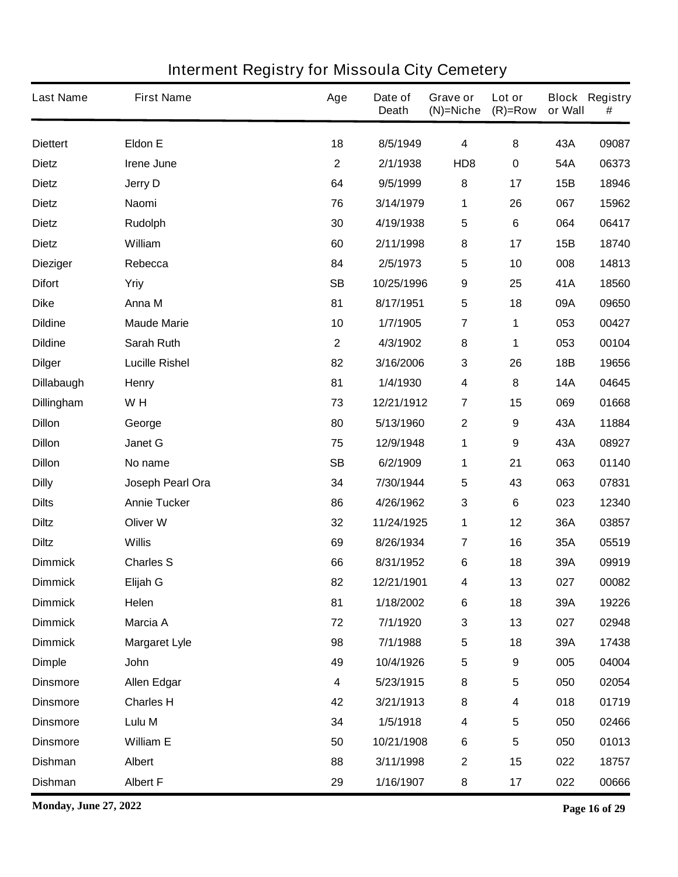# Interment Registry for Missoula City Cemetery

| Last Name | First Name | Age | Date of Death | Grave or (N)=Niche | Lot or (R)=Row | Block or Wall | Registry # |
|---|---|---|---|---|---|---|---|
| Diettert | Eldon E | 18 | 8/5/1949 | 4 | 8 | 43A | 09087 |
| Dietz | Irene June | 2 | 2/1/1938 | HD8 | 0 | 54A | 06373 |
| Dietz | Jerry D | 64 | 9/5/1999 | 8 | 17 | 15B | 18946 |
| Dietz | Naomi | 76 | 3/14/1979 | 1 | 26 | 067 | 15962 |
| Dietz | Rudolph | 30 | 4/19/1938 | 5 | 6 | 064 | 06417 |
| Dietz | William | 60 | 2/11/1998 | 8 | 17 | 15B | 18740 |
| Dieziger | Rebecca | 84 | 2/5/1973 | 5 | 10 | 008 | 14813 |
| Difort | Yriy | SB | 10/25/1996 | 9 | 25 | 41A | 18560 |
| Dike | Anna M | 81 | 8/17/1951 | 5 | 18 | 09A | 09650 |
| Dildine | Maude Marie | 10 | 1/7/1905 | 7 | 1 | 053 | 00427 |
| Dildine | Sarah Ruth | 2 | 4/3/1902 | 8 | 1 | 053 | 00104 |
| Dilger | Lucille Rishel | 82 | 3/16/2006 | 3 | 26 | 18B | 19656 |
| Dillabaugh | Henry | 81 | 1/4/1930 | 4 | 8 | 14A | 04645 |
| Dillingham | W H | 73 | 12/21/1912 | 7 | 15 | 069 | 01668 |
| Dillon | George | 80 | 5/13/1960 | 2 | 9 | 43A | 11884 |
| Dillon | Janet G | 75 | 12/9/1948 | 1 | 9 | 43A | 08927 |
| Dillon | No name | SB | 6/2/1909 | 1 | 21 | 063 | 01140 |
| Dilly | Joseph Pearl Ora | 34 | 7/30/1944 | 5 | 43 | 063 | 07831 |
| Dilts | Annie Tucker | 86 | 4/26/1962 | 3 | 6 | 023 | 12340 |
| Diltz | Oliver W | 32 | 11/24/1925 | 1 | 12 | 36A | 03857 |
| Diltz | Willis | 69 | 8/26/1934 | 7 | 16 | 35A | 05519 |
| Dimmick | Charles S | 66 | 8/31/1952 | 6 | 18 | 39A | 09919 |
| Dimmick | Elijah G | 82 | 12/21/1901 | 4 | 13 | 027 | 00082 |
| Dimmick | Helen | 81 | 1/18/2002 | 6 | 18 | 39A | 19226 |
| Dimmick | Marcia A | 72 | 7/1/1920 | 3 | 13 | 027 | 02948 |
| Dimmick | Margaret Lyle | 98 | 7/1/1988 | 5 | 18 | 39A | 17438 |
| Dimple | John | 49 | 10/4/1926 | 5 | 9 | 005 | 04004 |
| Dinsmore | Allen Edgar | 4 | 5/23/1915 | 8 | 5 | 050 | 02054 |
| Dinsmore | Charles H | 42 | 3/21/1913 | 8 | 4 | 018 | 01719 |
| Dinsmore | Lulu M | 34 | 1/5/1918 | 4 | 5 | 050 | 02466 |
| Dinsmore | William E | 50 | 10/21/1908 | 6 | 5 | 050 | 01013 |
| Dishman | Albert | 88 | 3/11/1998 | 2 | 15 | 022 | 18757 |
| Dishman | Albert F | 29 | 1/16/1907 | 8 | 17 | 022 | 00666 |

**Monday, June 27, 2022**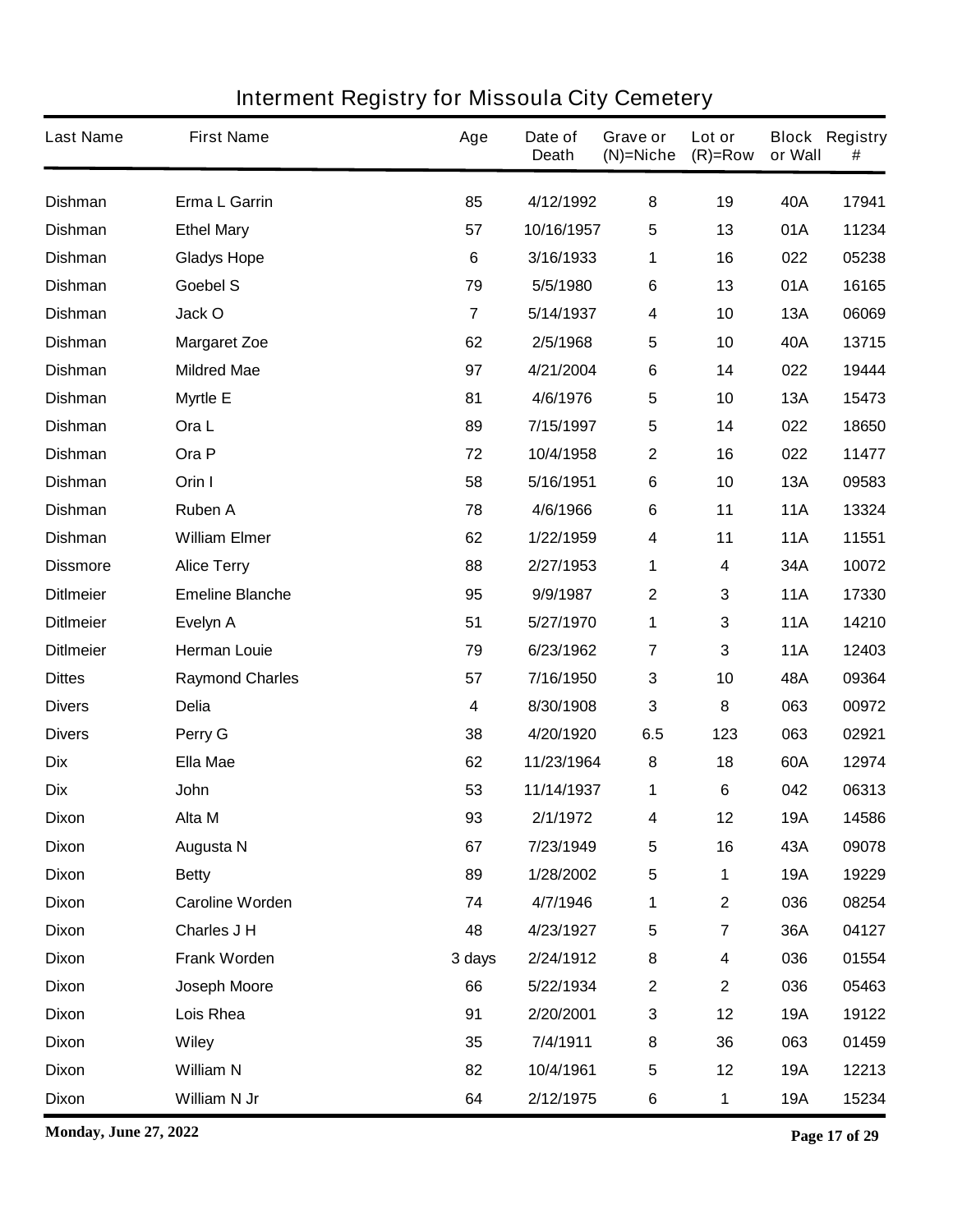# Interment Registry for Missoula City Cemetery

| Last Name | First Name | Age | Date of Death | Grave or (N)=Niche | Lot or (R)=Row | Block or Wall | Registry # |
|---|---|---|---|---|---|---|---|
| Dishman | Erma L Garrin | 85 | 4/12/1992 | 8 | 19 | 40A | 17941 |
| Dishman | Ethel Mary | 57 | 10/16/1957 | 5 | 13 | 01A | 11234 |
| Dishman | Gladys Hope | 6 | 3/16/1933 | 1 | 16 | 022 | 05238 |
| Dishman | Goebel S | 79 | 5/5/1980 | 6 | 13 | 01A | 16165 |
| Dishman | Jack O | 7 | 5/14/1937 | 4 | 10 | 13A | 06069 |
| Dishman | Margaret Zoe | 62 | 2/5/1968 | 5 | 10 | 40A | 13715 |
| Dishman | Mildred Mae | 97 | 4/21/2004 | 6 | 14 | 022 | 19444 |
| Dishman | Myrtle E | 81 | 4/6/1976 | 5 | 10 | 13A | 15473 |
| Dishman | Ora L | 89 | 7/15/1997 | 5 | 14 | 022 | 18650 |
| Dishman | Ora P | 72 | 10/4/1958 | 2 | 16 | 022 | 11477 |
| Dishman | Orin I | 58 | 5/16/1951 | 6 | 10 | 13A | 09583 |
| Dishman | Ruben A | 78 | 4/6/1966 | 6 | 11 | 11A | 13324 |
| Dishman | William Elmer | 62 | 1/22/1959 | 4 | 11 | 11A | 11551 |
| Dissmore | Alice Terry | 88 | 2/27/1953 | 1 | 4 | 34A | 10072 |
| Ditlmeier | Emeline Blanche | 95 | 9/9/1987 | 2 | 3 | 11A | 17330 |
| Ditlmeier | Evelyn A | 51 | 5/27/1970 | 1 | 3 | 11A | 14210 |
| Ditlmeier | Herman Louie | 79 | 6/23/1962 | 7 | 3 | 11A | 12403 |
| Dittes | Raymond Charles | 57 | 7/16/1950 | 3 | 10 | 48A | 09364 |
| Divers | Delia | 4 | 8/30/1908 | 3 | 8 | 063 | 00972 |
| Divers | Perry G | 38 | 4/20/1920 | 6.5 | 123 | 063 | 02921 |
| Dix | Ella Mae | 62 | 11/23/1964 | 8 | 18 | 60A | 12974 |
| Dix | John | 53 | 11/14/1937 | 1 | 6 | 042 | 06313 |
| Dixon | Alta M | 93 | 2/1/1972 | 4 | 12 | 19A | 14586 |
| Dixon | Augusta N | 67 | 7/23/1949 | 5 | 16 | 43A | 09078 |
| Dixon | Betty | 89 | 1/28/2002 | 5 | 1 | 19A | 19229 |
| Dixon | Caroline Worden | 74 | 4/7/1946 | 1 | 2 | 036 | 08254 |
| Dixon | Charles J H | 48 | 4/23/1927 | 5 | 7 | 36A | 04127 |
| Dixon | Frank Worden | 3 days | 2/24/1912 | 8 | 4 | 036 | 01554 |
| Dixon | Joseph Moore | 66 | 5/22/1934 | 2 | 2 | 036 | 05463 |
| Dixon | Lois Rhea | 91 | 2/20/2001 | 3 | 12 | 19A | 19122 |
| Dixon | Wiley | 35 | 7/4/1911 | 8 | 36 | 063 | 01459 |
| Dixon | William N | 82 | 10/4/1961 | 5 | 12 | 19A | 12213 |
| Dixon | William N Jr | 64 | 2/12/1975 | 6 | 1 | 19A | 15234 |

**Monday, June 27, 2022**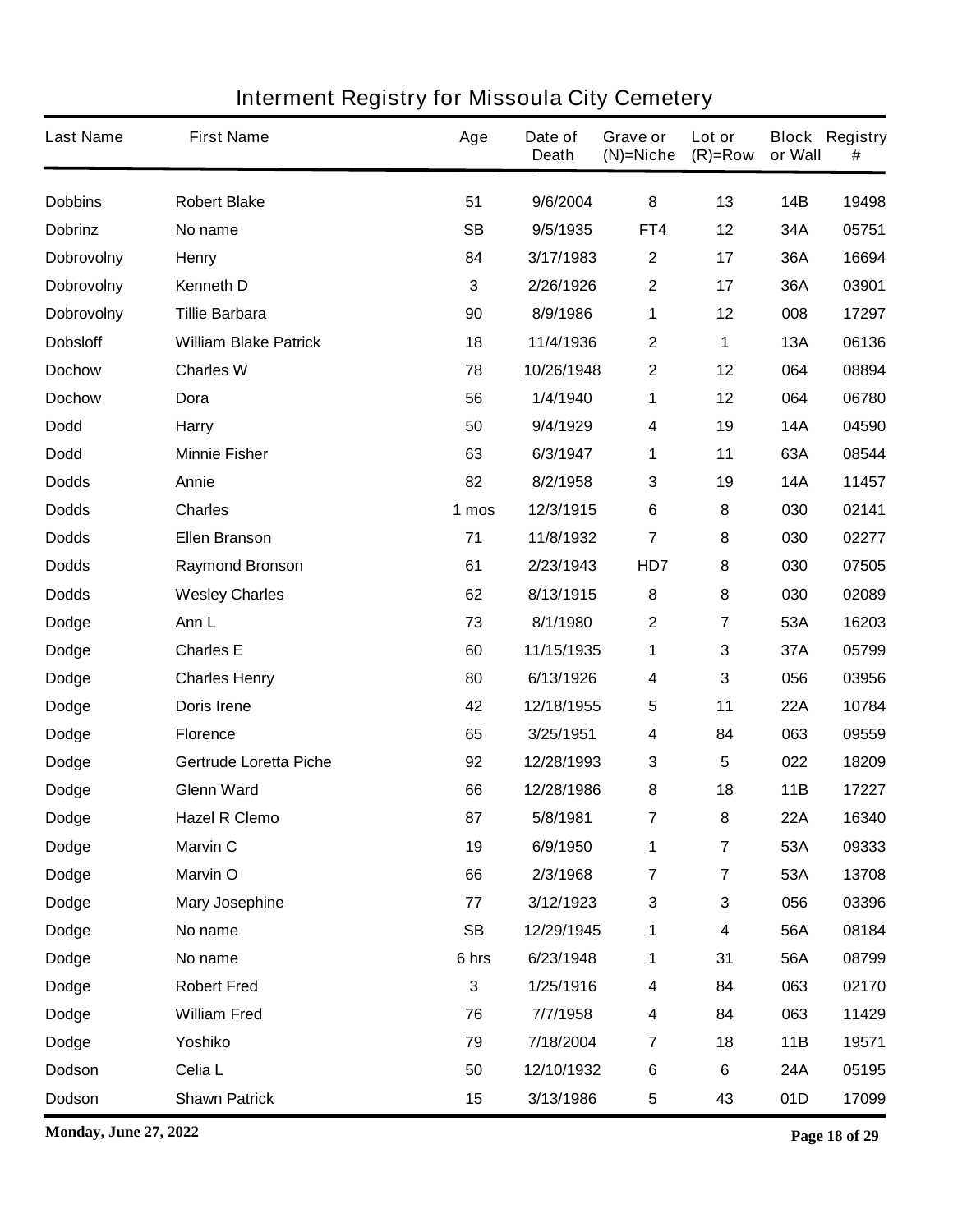# Interment Registry for Missoula City Cemetery

| Last Name | First Name | Age | Date of Death | Grave or (N)=Niche | Lot or (R)=Row | Block or Wall | Registry # |
|---|---|---|---|---|---|---|---|
| Dobbins | Robert Blake | 51 | 9/6/2004 | 8 | 13 | 14B | 19498 |
| Dobrinz | No name | SB | 9/5/1935 | FT4 | 12 | 34A | 05751 |
| Dobrovolny | Henry | 84 | 3/17/1983 | 2 | 17 | 36A | 16694 |
| Dobrovolny | Kenneth D | 3 | 2/26/1926 | 2 | 17 | 36A | 03901 |
| Dobrovolny | Tillie Barbara | 90 | 8/9/1986 | 1 | 12 | 008 | 17297 |
| Dobsloff | William Blake Patrick | 18 | 11/4/1936 | 2 | 1 | 13A | 06136 |
| Dochow | Charles W | 78 | 10/26/1948 | 2 | 12 | 064 | 08894 |
| Dochow | Dora | 56 | 1/4/1940 | 1 | 12 | 064 | 06780 |
| Dodd | Harry | 50 | 9/4/1929 | 4 | 19 | 14A | 04590 |
| Dodd | Minnie Fisher | 63 | 6/3/1947 | 1 | 11 | 63A | 08544 |
| Dodds | Annie | 82 | 8/2/1958 | 3 | 19 | 14A | 11457 |
| Dodds | Charles | 1 mos | 12/3/1915 | 6 | 8 | 030 | 02141 |
| Dodds | Ellen Branson | 71 | 11/8/1932 | 7 | 8 | 030 | 02277 |
| Dodds | Raymond Bronson | 61 | 2/23/1943 | HD7 | 8 | 030 | 07505 |
| Dodds | Wesley Charles | 62 | 8/13/1915 | 8 | 8 | 030 | 02089 |
| Dodge | Ann L | 73 | 8/1/1980 | 2 | 7 | 53A | 16203 |
| Dodge | Charles E | 60 | 11/15/1935 | 1 | 3 | 37A | 05799 |
| Dodge | Charles Henry | 80 | 6/13/1926 | 4 | 3 | 056 | 03956 |
| Dodge | Doris Irene | 42 | 12/18/1955 | 5 | 11 | 22A | 10784 |
| Dodge | Florence | 65 | 3/25/1951 | 4 | 84 | 063 | 09559 |
| Dodge | Gertrude Loretta Piche | 92 | 12/28/1993 | 3 | 5 | 022 | 18209 |
| Dodge | Glenn Ward | 66 | 12/28/1986 | 8 | 18 | 11B | 17227 |
| Dodge | Hazel R Clemo | 87 | 5/8/1981 | 7 | 8 | 22A | 16340 |
| Dodge | Marvin C | 19 | 6/9/1950 | 1 | 7 | 53A | 09333 |
| Dodge | Marvin O | 66 | 2/3/1968 | 7 | 7 | 53A | 13708 |
| Dodge | Mary Josephine | 77 | 3/12/1923 | 3 | 3 | 056 | 03396 |
| Dodge | No name | SB | 12/29/1945 | 1 | 4 | 56A | 08184 |
| Dodge | No name | 6 hrs | 6/23/1948 | 1 | 31 | 56A | 08799 |
| Dodge | Robert Fred | 3 | 1/25/1916 | 4 | 84 | 063 | 02170 |
| Dodge | William Fred | 76 | 7/7/1958 | 4 | 84 | 063 | 11429 |
| Dodge | Yoshiko | 79 | 7/18/2004 | 7 | 18 | 11B | 19571 |
| Dodson | Celia L | 50 | 12/10/1932 | 6 | 6 | 24A | 05195 |
| Dodson | Shawn Patrick | 15 | 3/13/1986 | 5 | 43 | 01D | 17099 |

**Monday, June 27, 2022**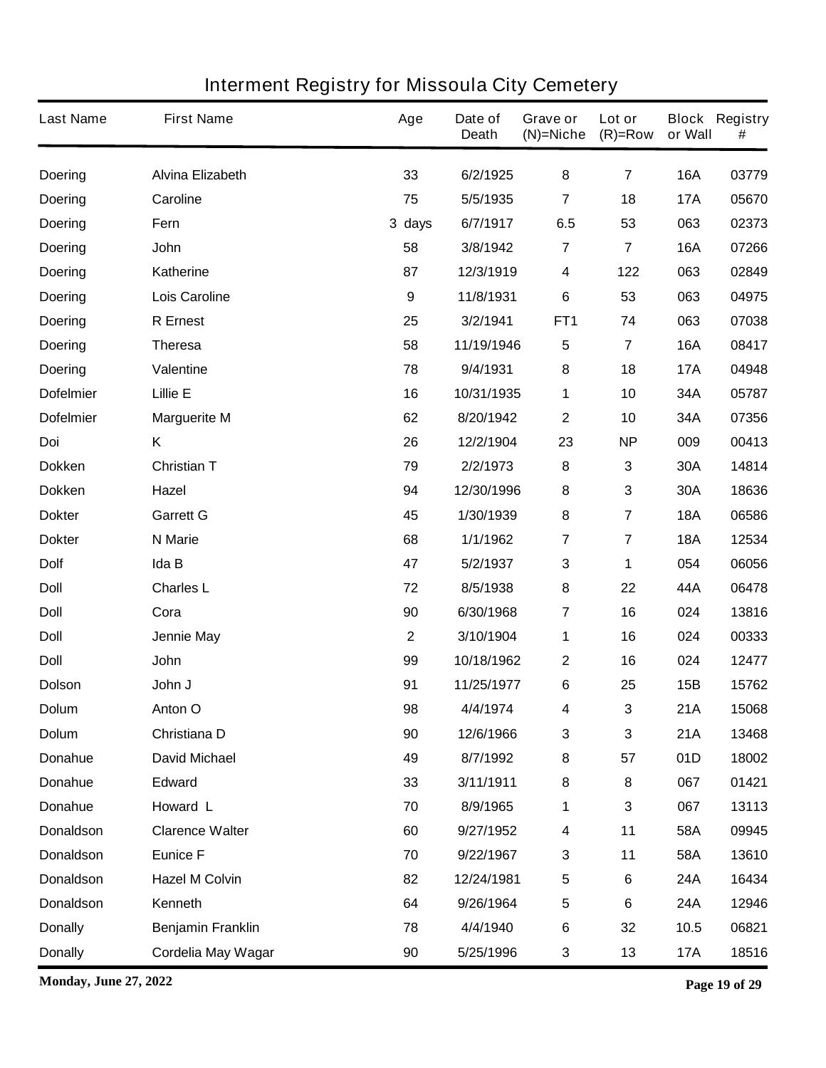# Interment Registry for Missoula City Cemetery

| Last Name | First Name | Age | Date of Death | Grave or (N)=Niche | Lot or (R)=Row | Block or Wall | Registry # |
|---|---|---|---|---|---|---|---|
| Doering | Alvina Elizabeth | 33 | 6/2/1925 | 8 | 7 | 16A | 03779 |
| Doering | Caroline | 75 | 5/5/1935 | 7 | 18 | 17A | 05670 |
| Doering | Fern | 3 days | 6/7/1917 | 6.5 | 53 | 063 | 02373 |
| Doering | John | 58 | 3/8/1942 | 7 | 7 | 16A | 07266 |
| Doering | Katherine | 87 | 12/3/1919 | 4 | 122 | 063 | 02849 |
| Doering | Lois Caroline | 9 | 11/8/1931 | 6 | 53 | 063 | 04975 |
| Doering | R Ernest | 25 | 3/2/1941 | FT1 | 74 | 063 | 07038 |
| Doering | Theresa | 58 | 11/19/1946 | 5 | 7 | 16A | 08417 |
| Doering | Valentine | 78 | 9/4/1931 | 8 | 18 | 17A | 04948 |
| Dofelmier | Lillie E | 16 | 10/31/1935 | 1 | 10 | 34A | 05787 |
| Dofelmier | Marguerite M | 62 | 8/20/1942 | 2 | 10 | 34A | 07356 |
| Doi | K | 26 | 12/2/1904 | 23 | NP | 009 | 00413 |
| Dokken | Christian T | 79 | 2/2/1973 | 8 | 3 | 30A | 14814 |
| Dokken | Hazel | 94 | 12/30/1996 | 8 | 3 | 30A | 18636 |
| Dokter | Garrett G | 45 | 1/30/1939 | 8 | 7 | 18A | 06586 |
| Dokter | N Marie | 68 | 1/1/1962 | 7 | 7 | 18A | 12534 |
| Dolf | Ida B | 47 | 5/2/1937 | 3 | 1 | 054 | 06056 |
| Doll | Charles L | 72 | 8/5/1938 | 8 | 22 | 44A | 06478 |
| Doll | Cora | 90 | 6/30/1968 | 7 | 16 | 024 | 13816 |
| Doll | Jennie May | 2 | 3/10/1904 | 1 | 16 | 024 | 00333 |
| Doll | John | 99 | 10/18/1962 | 2 | 16 | 024 | 12477 |
| Dolson | John J | 91 | 11/25/1977 | 6 | 25 | 15B | 15762 |
| Dolum | Anton O | 98 | 4/4/1974 | 4 | 3 | 21A | 15068 |
| Dolum | Christiana D | 90 | 12/6/1966 | 3 | 3 | 21A | 13468 |
| Donahue | David Michael | 49 | 8/7/1992 | 8 | 57 | 01D | 18002 |
| Donahue | Edward | 33 | 3/11/1911 | 8 | 8 | 067 | 01421 |
| Donahue | Howard L | 70 | 8/9/1965 | 1 | 3 | 067 | 13113 |
| Donaldson | Clarence Walter | 60 | 9/27/1952 | 4 | 11 | 58A | 09945 |
| Donaldson | Eunice F | 70 | 9/22/1967 | 3 | 11 | 58A | 13610 |
| Donaldson | Hazel M Colvin | 82 | 12/24/1981 | 5 | 6 | 24A | 16434 |
| Donaldson | Kenneth | 64 | 9/26/1964 | 5 | 6 | 24A | 12946 |
| Donally | Benjamin Franklin | 78 | 4/4/1940 | 6 | 32 | 10.5 | 06821 |
| Donally | Cordelia May Wagar | 90 | 5/25/1996 | 3 | 13 | 17A | 18516 |

**Monday, June 27, 2022**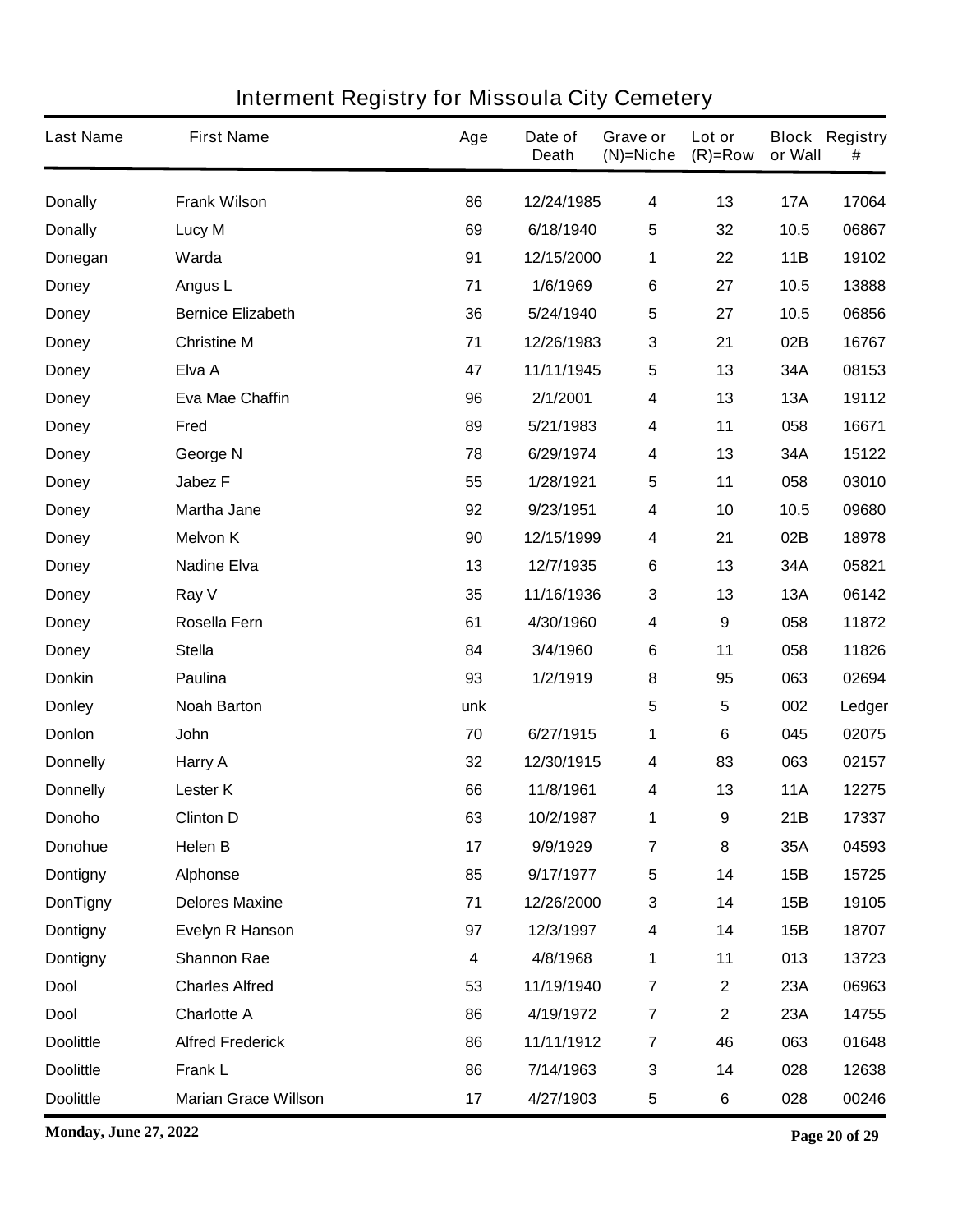# Interment Registry for Missoula City Cemetery

| Last Name | First Name | Age | Date of Death | Grave or (N)=Niche | Lot or (R)=Row | Block or Wall | Registry # |
|---|---|---|---|---|---|---|---|
| Donally | Frank Wilson | 86 | 12/24/1985 | 4 | 13 | 17A | 17064 |
| Donally | Lucy M | 69 | 6/18/1940 | 5 | 32 | 10.5 | 06867 |
| Donegan | Warda | 91 | 12/15/2000 | 1 | 22 | 11B | 19102 |
| Doney | Angus L | 71 | 1/6/1969 | 6 | 27 | 10.5 | 13888 |
| Doney | Bernice Elizabeth | 36 | 5/24/1940 | 5 | 27 | 10.5 | 06856 |
| Doney | Christine M | 71 | 12/26/1983 | 3 | 21 | 02B | 16767 |
| Doney | Elva A | 47 | 11/11/1945 | 5 | 13 | 34A | 08153 |
| Doney | Eva Mae Chaffin | 96 | 2/1/2001 | 4 | 13 | 13A | 19112 |
| Doney | Fred | 89 | 5/21/1983 | 4 | 11 | 058 | 16671 |
| Doney | George N | 78 | 6/29/1974 | 4 | 13 | 34A | 15122 |
| Doney | Jabez F | 55 | 1/28/1921 | 5 | 11 | 058 | 03010 |
| Doney | Martha Jane | 92 | 9/23/1951 | 4 | 10 | 10.5 | 09680 |
| Doney | Melvon K | 90 | 12/15/1999 | 4 | 21 | 02B | 18978 |
| Doney | Nadine Elva | 13 | 12/7/1935 | 6 | 13 | 34A | 05821 |
| Doney | Ray V | 35 | 11/16/1936 | 3 | 13 | 13A | 06142 |
| Doney | Rosella Fern | 61 | 4/30/1960 | 4 | 9 | 058 | 11872 |
| Doney | Stella | 84 | 3/4/1960 | 6 | 11 | 058 | 11826 |
| Donkin | Paulina | 93 | 1/2/1919 | 8 | 95 | 063 | 02694 |
| Donley | Noah Barton | unk | | 5 | 5 | 002 | Ledger |
| Donlon | John | 70 | 6/27/1915 | 1 | 6 | 045 | 02075 |
| Donnelly | Harry A | 32 | 12/30/1915 | 4 | 83 | 063 | 02157 |
| Donnelly | Lester K | 66 | 11/8/1961 | 4 | 13 | 11A | 12275 |
| Donoho | Clinton D | 63 | 10/2/1987 | 1 | 9 | 21B | 17337 |
| Donohue | Helen B | 17 | 9/9/1929 | 7 | 8 | 35A | 04593 |
| Dontigny | Alphonse | 85 | 9/17/1977 | 5 | 14 | 15B | 15725 |
| DonTigny | Delores Maxine | 71 | 12/26/2000 | 3 | 14 | 15B | 19105 |
| Dontigny | Evelyn R Hanson | 97 | 12/3/1997 | 4 | 14 | 15B | 18707 |
| Dontigny | Shannon Rae | 4 | 4/8/1968 | 1 | 11 | 013 | 13723 |
| Dool | Charles Alfred | 53 | 11/19/1940 | 7 | 2 | 23A | 06963 |
| Dool | Charlotte A | 86 | 4/19/1972 | 7 | 2 | 23A | 14755 |
| Doolittle | Alfred Frederick | 86 | 11/11/1912 | 7 | 46 | 063 | 01648 |
| Doolittle | Frank L | 86 | 7/14/1963 | 3 | 14 | 028 | 12638 |
| Doolittle | Marian Grace Willson | 17 | 4/27/1903 | 5 | 6 | 028 | 00246 |

**Monday, June 27, 2022**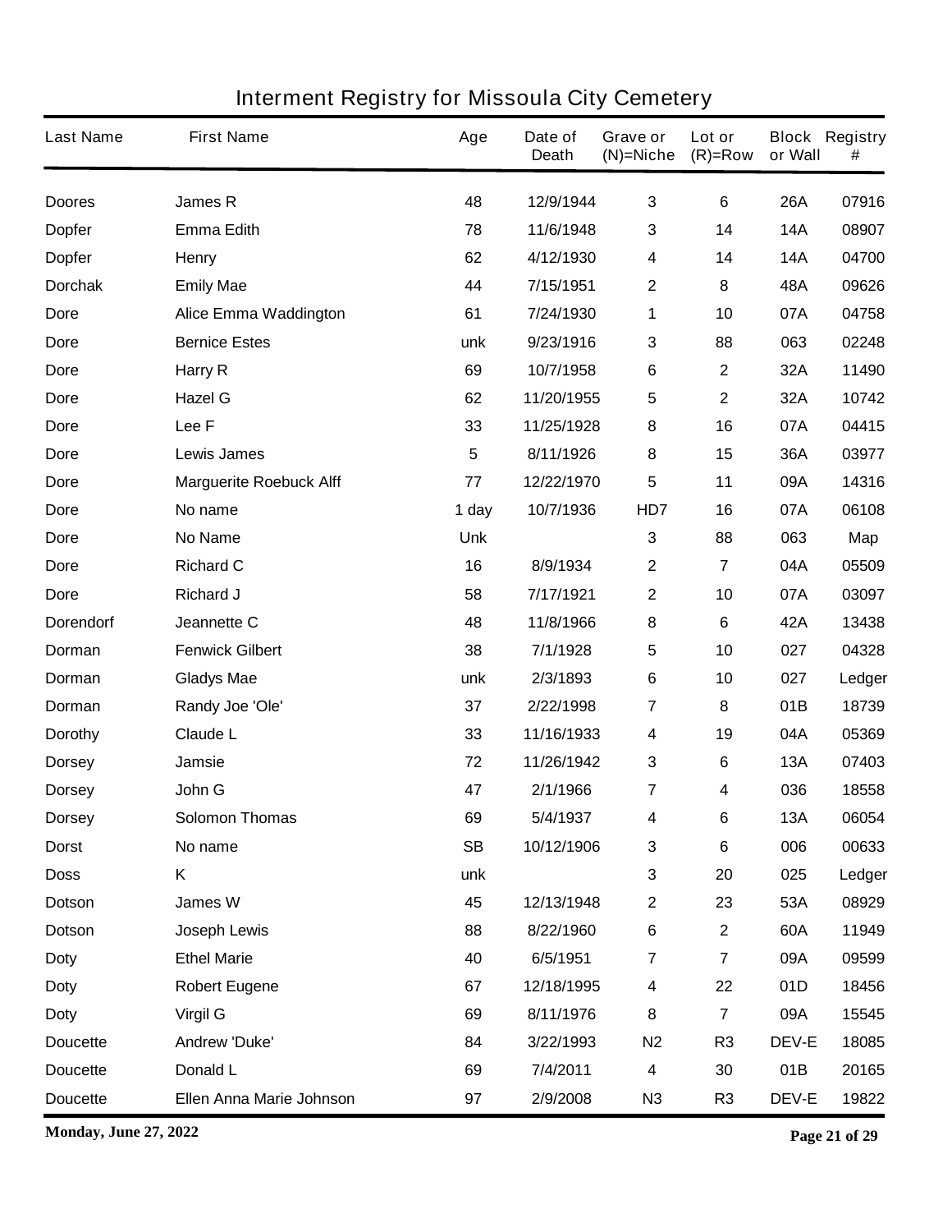# Interment Registry for Missoula City Cemetery

| Last Name | First Name | Age | Date of Death | Grave or (N)=Niche | Lot or (R)=Row | Block or Wall | Registry # |
|---|---|---|---|---|---|---|---|
| Doores | James R | 48 | 12/9/1944 | 3 | 6 | 26A | 07916 |
| Dopfer | Emma Edith | 78 | 11/6/1948 | 3 | 14 | 14A | 08907 |
| Dopfer | Henry | 62 | 4/12/1930 | 4 | 14 | 14A | 04700 |
| Dorchak | Emily Mae | 44 | 7/15/1951 | 2 | 8 | 48A | 09626 |
| Dore | Alice Emma Waddington | 61 | 7/24/1930 | 1 | 10 | 07A | 04758 |
| Dore | Bernice Estes | unk | 9/23/1916 | 3 | 88 | 063 | 02248 |
| Dore | Harry R | 69 | 10/7/1958 | 6 | 2 | 32A | 11490 |
| Dore | Hazel G | 62 | 11/20/1955 | 5 | 2 | 32A | 10742 |
| Dore | Lee F | 33 | 11/25/1928 | 8 | 16 | 07A | 04415 |
| Dore | Lewis James | 5 | 8/11/1926 | 8 | 15 | 36A | 03977 |
| Dore | Marguerite Roebuck Alff | 77 | 12/22/1970 | 5 | 11 | 09A | 14316 |
| Dore | No name | 1 day | 10/7/1936 | HD7 | 16 | 07A | 06108 |
| Dore | No Name | Unk | | 3 | 88 | 063 | Map |
| Dore | Richard C | 16 | 8/9/1934 | 2 | 7 | 04A | 05509 |
| Dore | Richard J | 58 | 7/17/1921 | 2 | 10 | 07A | 03097 |
| Dorendorf | Jeannette C | 48 | 11/8/1966 | 8 | 6 | 42A | 13438 |
| Dorman | Fenwick Gilbert | 38 | 7/1/1928 | 5 | 10 | 027 | 04328 |
| Dorman | Gladys Mae | unk | 2/3/1893 | 6 | 10 | 027 | Ledger |
| Dorman | Randy Joe 'Ole' | 37 | 2/22/1998 | 7 | 8 | 01B | 18739 |
| Dorothy | Claude L | 33 | 11/16/1933 | 4 | 19 | 04A | 05369 |
| Dorsey | Jamsie | 72 | 11/26/1942 | 3 | 6 | 13A | 07403 |
| Dorsey | John G | 47 | 2/1/1966 | 7 | 4 | 036 | 18558 |
| Dorsey | Solomon Thomas | 69 | 5/4/1937 | 4 | 6 | 13A | 06054 |
| Dorst | No name | SB | 10/12/1906 | 3 | 6 | 006 | 00633 |
| Doss | K | unk | | 3 | 20 | 025 | Ledger |
| Dotson | James W | 45 | 12/13/1948 | 2 | 23 | 53A | 08929 |
| Dotson | Joseph Lewis | 88 | 8/22/1960 | 6 | 2 | 60A | 11949 |
| Doty | Ethel Marie | 40 | 6/5/1951 | 7 | 7 | 09A | 09599 |
| Doty | Robert Eugene | 67 | 12/18/1995 | 4 | 22 | 01D | 18456 |
| Doty | Virgil G | 69 | 8/11/1976 | 8 | 7 | 09A | 15545 |
| Doucette | Andrew 'Duke' | 84 | 3/22/1993 | N2 | R3 | DEV-E | 18085 |
| Doucette | Donald L | 69 | 7/4/2011 | 4 | 30 | 01B | 20165 |
| Doucette | Ellen Anna Marie Johnson | 97 | 2/9/2008 | N3 | R3 | DEV-E | 19822 |

**Monday, June 27, 2022**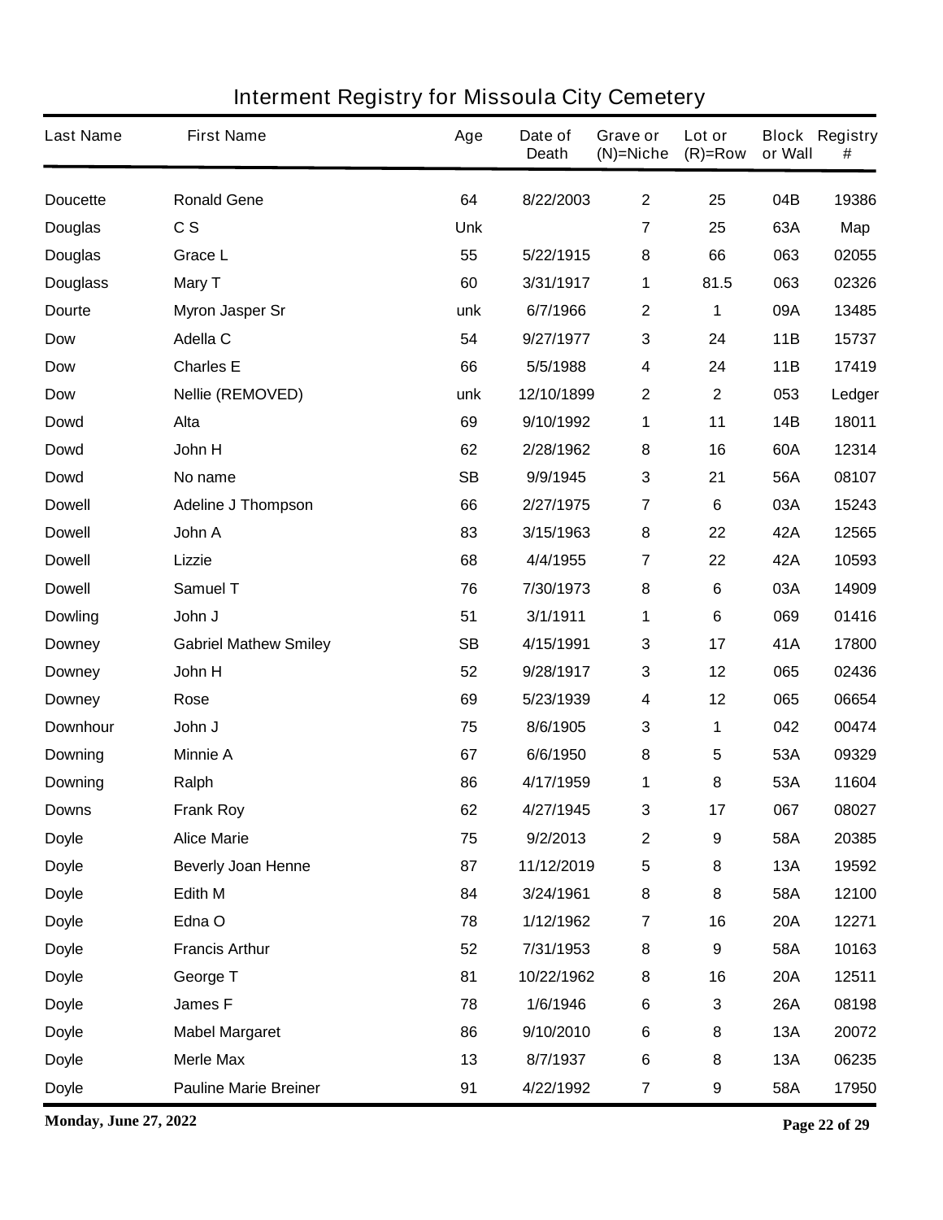# Interment Registry for Missoula City Cemetery

| Last Name | First Name | Age | Date of Death | Grave or (N)=Niche | Lot or (R)=Row | Block or Wall | Registry # |
|---|---|---|---|---|---|---|---|
| Doucette | Ronald Gene | 64 | 8/22/2003 | 2 | 25 | 04B | 19386 |
| Douglas | C S | Unk | | 7 | 25 | 63A | Map |
| Douglas | Grace L | 55 | 5/22/1915 | 8 | 66 | 063 | 02055 |
| Douglass | Mary T | 60 | 3/31/1917 | 1 | 81.5 | 063 | 02326 |
| Dourte | Myron Jasper Sr | unk | 6/7/1966 | 2 | 1 | 09A | 13485 |
| Dow | Adella C | 54 | 9/27/1977 | 3 | 24 | 11B | 15737 |
| Dow | Charles E | 66 | 5/5/1988 | 4 | 24 | 11B | 17419 |
| Dow | Nellie (REMOVED) | unk | 12/10/1899 | 2 | 2 | 053 | Ledger |
| Dowd | Alta | 69 | 9/10/1992 | 1 | 11 | 14B | 18011 |
| Dowd | John H | 62 | 2/28/1962 | 8 | 16 | 60A | 12314 |
| Dowd | No name | SB | 9/9/1945 | 3 | 21 | 56A | 08107 |
| Dowell | Adeline J Thompson | 66 | 2/27/1975 | 7 | 6 | 03A | 15243 |
| Dowell | John A | 83 | 3/15/1963 | 8 | 22 | 42A | 12565 |
| Dowell | Lizzie | 68 | 4/4/1955 | 7 | 22 | 42A | 10593 |
| Dowell | Samuel T | 76 | 7/30/1973 | 8 | 6 | 03A | 14909 |
| Dowling | John J | 51 | 3/1/1911 | 1 | 6 | 069 | 01416 |
| Downey | Gabriel Mathew Smiley | SB | 4/15/1991 | 3 | 17 | 41A | 17800 |
| Downey | John H | 52 | 9/28/1917 | 3 | 12 | 065 | 02436 |
| Downey | Rose | 69 | 5/23/1939 | 4 | 12 | 065 | 06654 |
| Downhour | John J | 75 | 8/6/1905 | 3 | 1 | 042 | 00474 |
| Downing | Minnie A | 67 | 6/6/1950 | 8 | 5 | 53A | 09329 |
| Downing | Ralph | 86 | 4/17/1959 | 1 | 8 | 53A | 11604 |
| Downs | Frank Roy | 62 | 4/27/1945 | 3 | 17 | 067 | 08027 |
| Doyle | Alice Marie | 75 | 9/2/2013 | 2 | 9 | 58A | 20385 |
| Doyle | Beverly Joan Henne | 87 | 11/12/2019 | 5 | 8 | 13A | 19592 |
| Doyle | Edith M | 84 | 3/24/1961 | 8 | 8 | 58A | 12100 |
| Doyle | Edna O | 78 | 1/12/1962 | 7 | 16 | 20A | 12271 |
| Doyle | Francis Arthur | 52 | 7/31/1953 | 8 | 9 | 58A | 10163 |
| Doyle | George T | 81 | 10/22/1962 | 8 | 16 | 20A | 12511 |
| Doyle | James F | 78 | 1/6/1946 | 6 | 3 | 26A | 08198 |
| Doyle | Mabel Margaret | 86 | 9/10/2010 | 6 | 8 | 13A | 20072 |
| Doyle | Merle Max | 13 | 8/7/1937 | 6 | 8 | 13A | 06235 |
| Doyle | Pauline Marie Breiner | 91 | 4/22/1992 | 7 | 9 | 58A | 17950 |

**Monday, June 27, 2022**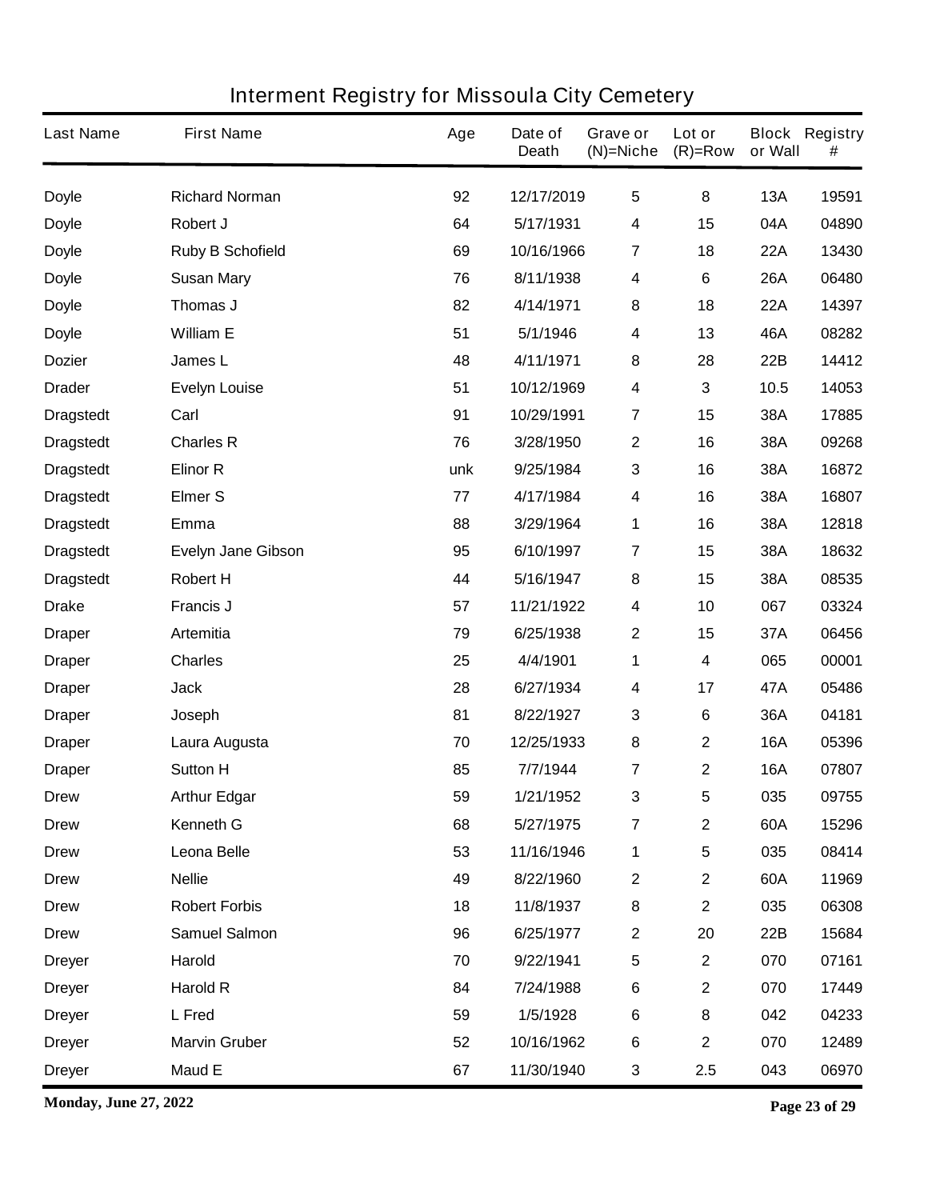# Interment Registry for Missoula City Cemetery

| Last Name | First Name | Age | Date of Death | Grave or (N)=Niche | Lot or (R)=Row | Block or Wall | Registry # |
|---|---|---|---|---|---|---|---|
| Doyle | Richard Norman | 92 | 12/17/2019 | 5 | 8 | 13A | 19591 |
| Doyle | Robert J | 64 | 5/17/1931 | 4 | 15 | 04A | 04890 |
| Doyle | Ruby B Schofield | 69 | 10/16/1966 | 7 | 18 | 22A | 13430 |
| Doyle | Susan Mary | 76 | 8/11/1938 | 4 | 6 | 26A | 06480 |
| Doyle | Thomas J | 82 | 4/14/1971 | 8 | 18 | 22A | 14397 |
| Doyle | William E | 51 | 5/1/1946 | 4 | 13 | 46A | 08282 |
| Dozier | James L | 48 | 4/11/1971 | 8 | 28 | 22B | 14412 |
| Drader | Evelyn Louise | 51 | 10/12/1969 | 4 | 3 | 10.5 | 14053 |
| Dragstedt | Carl | 91 | 10/29/1991 | 7 | 15 | 38A | 17885 |
| Dragstedt | Charles R | 76 | 3/28/1950 | 2 | 16 | 38A | 09268 |
| Dragstedt | Elinor R | unk | 9/25/1984 | 3 | 16 | 38A | 16872 |
| Dragstedt | Elmer S | 77 | 4/17/1984 | 4 | 16 | 38A | 16807 |
| Dragstedt | Emma | 88 | 3/29/1964 | 1 | 16 | 38A | 12818 |
| Dragstedt | Evelyn Jane Gibson | 95 | 6/10/1997 | 7 | 15 | 38A | 18632 |
| Dragstedt | Robert H | 44 | 5/16/1947 | 8 | 15 | 38A | 08535 |
| Drake | Francis J | 57 | 11/21/1922 | 4 | 10 | 067 | 03324 |
| Draper | Artemitia | 79 | 6/25/1938 | 2 | 15 | 37A | 06456 |
| Draper | Charles | 25 | 4/4/1901 | 1 | 4 | 065 | 00001 |
| Draper | Jack | 28 | 6/27/1934 | 4 | 17 | 47A | 05486 |
| Draper | Joseph | 81 | 8/22/1927 | 3 | 6 | 36A | 04181 |
| Draper | Laura Augusta | 70 | 12/25/1933 | 8 | 2 | 16A | 05396 |
| Draper | Sutton H | 85 | 7/7/1944 | 7 | 2 | 16A | 07807 |
| Drew | Arthur Edgar | 59 | 1/21/1952 | 3 | 5 | 035 | 09755 |
| Drew | Kenneth G | 68 | 5/27/1975 | 7 | 2 | 60A | 15296 |
| Drew | Leona Belle | 53 | 11/16/1946 | 1 | 5 | 035 | 08414 |
| Drew | Nellie | 49 | 8/22/1960 | 2 | 2 | 60A | 11969 |
| Drew | Robert Forbis | 18 | 11/8/1937 | 8 | 2 | 035 | 06308 |
| Drew | Samuel Salmon | 96 | 6/25/1977 | 2 | 20 | 22B | 15684 |
| Dreyer | Harold | 70 | 9/22/1941 | 5 | 2 | 070 | 07161 |
| Dreyer | Harold R | 84 | 7/24/1988 | 6 | 2 | 070 | 17449 |
| Dreyer | L Fred | 59 | 1/5/1928 | 6 | 8 | 042 | 04233 |
| Dreyer | Marvin Gruber | 52 | 10/16/1962 | 6 | 2 | 070 | 12489 |
| Dreyer | Maud E | 67 | 11/30/1940 | 3 | 2.5 | 043 | 06970 |

**Monday, June 27, 2022**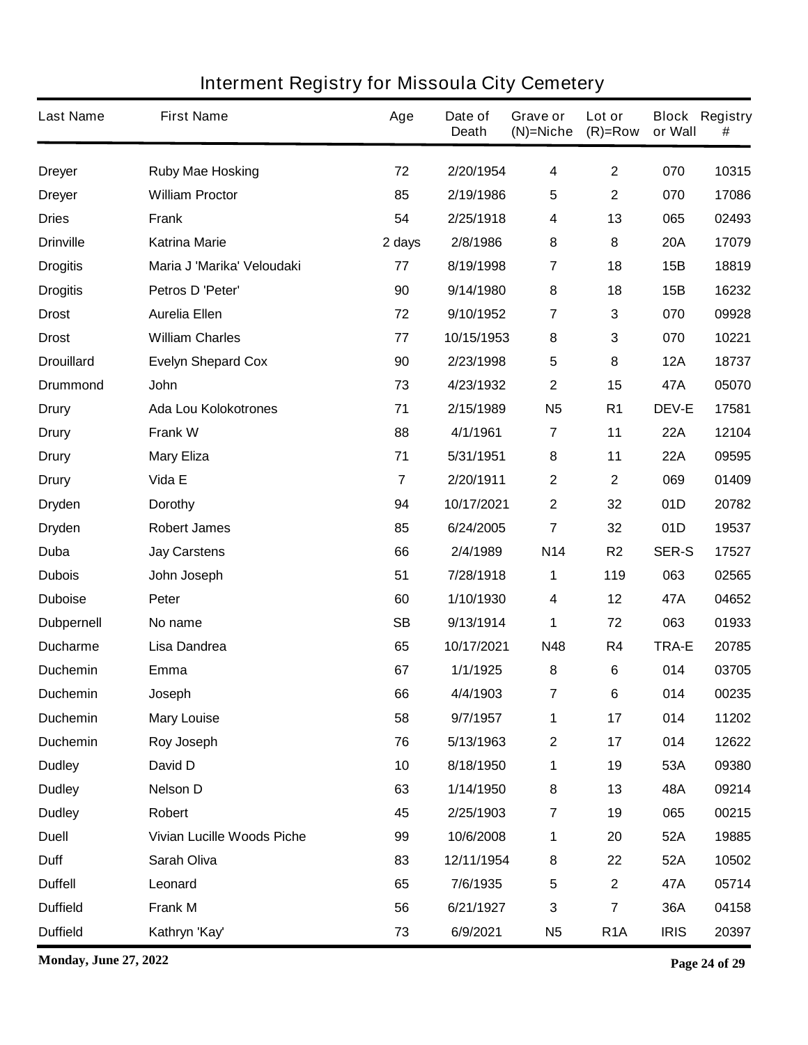# Interment Registry for Missoula City Cemetery

| Last Name | First Name | Age | Date of Death | Grave or (N)=Niche | Lot or (R)=Row | Block or Wall | Registry # |
|---|---|---|---|---|---|---|---|
| Dreyer | Ruby Mae Hosking | 72 | 2/20/1954 | 4 | 2 | 070 | 10315 |
| Dreyer | William Proctor | 85 | 2/19/1986 | 5 | 2 | 070 | 17086 |
| Dries | Frank | 54 | 2/25/1918 | 4 | 13 | 065 | 02493 |
| Drinville | Katrina Marie | 2 days | 2/8/1986 | 8 | 8 | 20A | 17079 |
| Drogitis | Maria J 'Marika' Veloudaki | 77 | 8/19/1998 | 7 | 18 | 15B | 18819 |
| Drogitis | Petros D 'Peter' | 90 | 9/14/1980 | 8 | 18 | 15B | 16232 |
| Drost | Aurelia Ellen | 72 | 9/10/1952 | 7 | 3 | 070 | 09928 |
| Drost | William Charles | 77 | 10/15/1953 | 8 | 3 | 070 | 10221 |
| Drouillard | Evelyn Shepard Cox | 90 | 2/23/1998 | 5 | 8 | 12A | 18737 |
| Drummond | John | 73 | 4/23/1932 | 2 | 15 | 47A | 05070 |
| Drury | Ada Lou Kolokotrones | 71 | 2/15/1989 | N5 | R1 | DEV-E | 17581 |
| Drury | Frank W | 88 | 4/1/1961 | 7 | 11 | 22A | 12104 |
| Drury | Mary Eliza | 71 | 5/31/1951 | 8 | 11 | 22A | 09595 |
| Drury | Vida E | 7 | 2/20/1911 | 2 | 2 | 069 | 01409 |
| Dryden | Dorothy | 94 | 10/17/2021 | 2 | 32 | 01D | 20782 |
| Dryden | Robert James | 85 | 6/24/2005 | 7 | 32 | 01D | 19537 |
| Duba | Jay Carstens | 66 | 2/4/1989 | N14 | R2 | SER-S | 17527 |
| Dubois | John Joseph | 51 | 7/28/1918 | 1 | 119 | 063 | 02565 |
| Duboise | Peter | 60 | 1/10/1930 | 4 | 12 | 47A | 04652 |
| Dubpernell | No name | SB | 9/13/1914 | 1 | 72 | 063 | 01933 |
| Ducharme | Lisa Dandrea | 65 | 10/17/2021 | N48 | R4 | TRA-E | 20785 |
| Duchemin | Emma | 67 | 1/1/1925 | 8 | 6 | 014 | 03705 |
| Duchemin | Joseph | 66 | 4/4/1903 | 7 | 6 | 014 | 00235 |
| Duchemin | Mary Louise | 58 | 9/7/1957 | 1 | 17 | 014 | 11202 |
| Duchemin | Roy Joseph | 76 | 5/13/1963 | 2 | 17 | 014 | 12622 |
| Dudley | David D | 10 | 8/18/1950 | 1 | 19 | 53A | 09380 |
| Dudley | Nelson D | 63 | 1/14/1950 | 8 | 13 | 48A | 09214 |
| Dudley | Robert | 45 | 2/25/1903 | 7 | 19 | 065 | 00215 |
| Duell | Vivian Lucille Woods Piche | 99 | 10/6/2008 | 1 | 20 | 52A | 19885 |
| Duff | Sarah Oliva | 83 | 12/11/1954 | 8 | 22 | 52A | 10502 |
| Duffell | Leonard | 65 | 7/6/1935 | 5 | 2 | 47A | 05714 |
| Duffield | Frank M | 56 | 6/21/1927 | 3 | 7 | 36A | 04158 |
| Duffield | Kathryn 'Kay' | 73 | 6/9/2021 | N5 | R1A | IRIS | 20397 |

**Monday, June 27, 2022**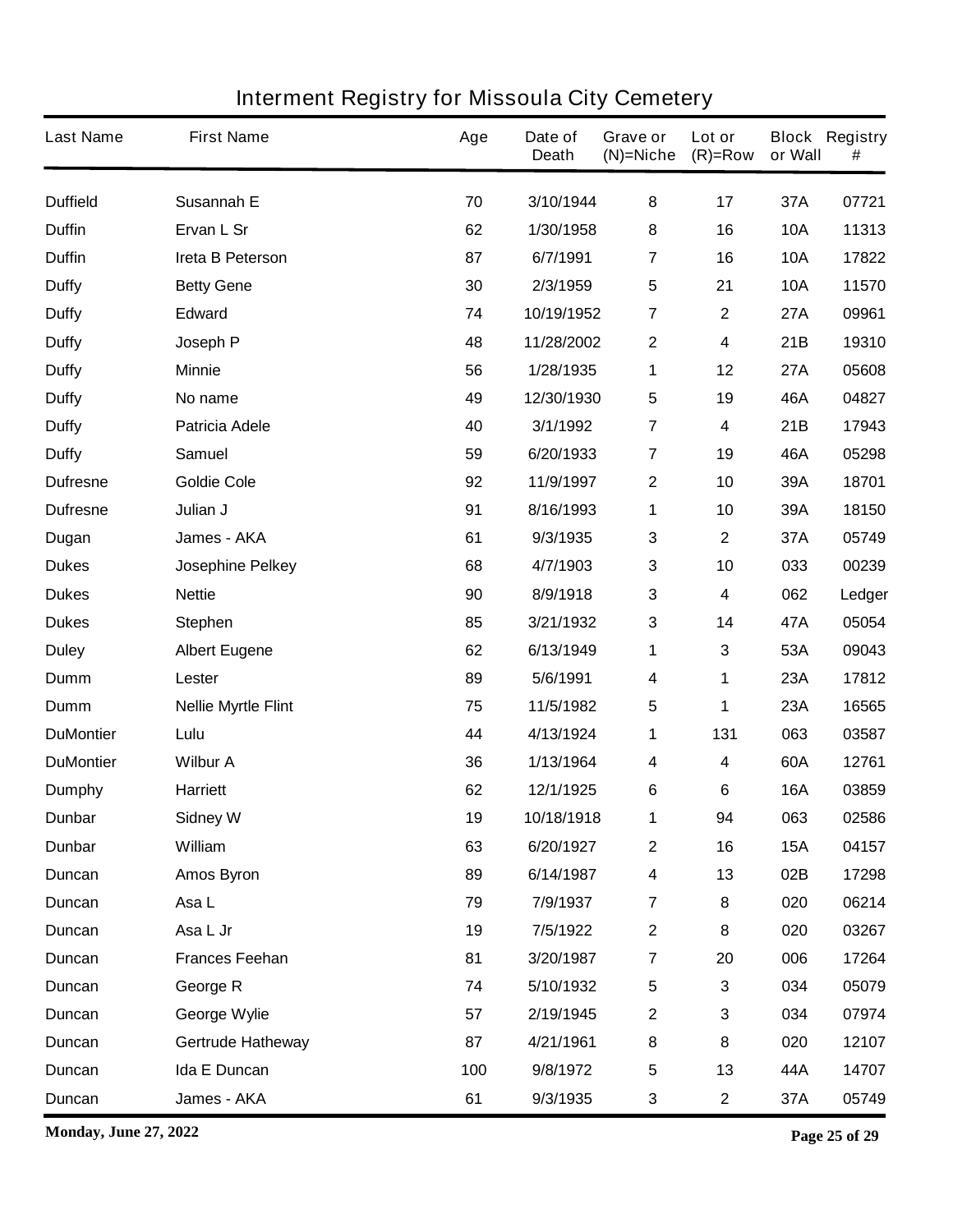# Interment Registry for Missoula City Cemetery

| Last Name | First Name | Age | Date of Death | Grave or (N)=Niche | Lot or (R)=Row | Block or Wall | Registry # |
|---|---|---|---|---|---|---|---|
| Duffield | Susannah E | 70 | 3/10/1944 | 8 | 17 | 37A | 07721 |
| Duffin | Ervan L Sr | 62 | 1/30/1958 | 8 | 16 | 10A | 11313 |
| Duffin | Ireta B Peterson | 87 | 6/7/1991 | 7 | 16 | 10A | 17822 |
| Duffy | Betty Gene | 30 | 2/3/1959 | 5 | 21 | 10A | 11570 |
| Duffy | Edward | 74 | 10/19/1952 | 7 | 2 | 27A | 09961 |
| Duffy | Joseph P | 48 | 11/28/2002 | 2 | 4 | 21B | 19310 |
| Duffy | Minnie | 56 | 1/28/1935 | 1 | 12 | 27A | 05608 |
| Duffy | No name | 49 | 12/30/1930 | 5 | 19 | 46A | 04827 |
| Duffy | Patricia Adele | 40 | 3/1/1992 | 7 | 4 | 21B | 17943 |
| Duffy | Samuel | 59 | 6/20/1933 | 7 | 19 | 46A | 05298 |
| Dufresne | Goldie Cole | 92 | 11/9/1997 | 2 | 10 | 39A | 18701 |
| Dufresne | Julian J | 91 | 8/16/1993 | 1 | 10 | 39A | 18150 |
| Dugan | James - AKA | 61 | 9/3/1935 | 3 | 2 | 37A | 05749 |
| Dukes | Josephine Pelkey | 68 | 4/7/1903 | 3 | 10 | 033 | 00239 |
| Dukes | Nettie | 90 | 8/9/1918 | 3 | 4 | 062 | Ledger |
| Dukes | Stephen | 85 | 3/21/1932 | 3 | 14 | 47A | 05054 |
| Duley | Albert Eugene | 62 | 6/13/1949 | 1 | 3 | 53A | 09043 |
| Dumm | Lester | 89 | 5/6/1991 | 4 | 1 | 23A | 17812 |
| Dumm | Nellie Myrtle Flint | 75 | 11/5/1982 | 5 | 1 | 23A | 16565 |
| DuMontier | Lulu | 44 | 4/13/1924 | 1 | 131 | 063 | 03587 |
| DuMontier | Wilbur A | 36 | 1/13/1964 | 4 | 4 | 60A | 12761 |
| Dumphy | Harriett | 62 | 12/1/1925 | 6 | 6 | 16A | 03859 |
| Dunbar | Sidney W | 19 | 10/18/1918 | 1 | 94 | 063 | 02586 |
| Dunbar | William | 63 | 6/20/1927 | 2 | 16 | 15A | 04157 |
| Duncan | Amos Byron | 89 | 6/14/1987 | 4 | 13 | 02B | 17298 |
| Duncan | Asa L | 79 | 7/9/1937 | 7 | 8 | 020 | 06214 |
| Duncan | Asa L Jr | 19 | 7/5/1922 | 2 | 8 | 020 | 03267 |
| Duncan | Frances Feehan | 81 | 3/20/1987 | 7 | 20 | 006 | 17264 |
| Duncan | George R | 74 | 5/10/1932 | 5 | 3 | 034 | 05079 |
| Duncan | George Wylie | 57 | 2/19/1945 | 2 | 3 | 034 | 07974 |
| Duncan | Gertrude Hatheway | 87 | 4/21/1961 | 8 | 8 | 020 | 12107 |
| Duncan | Ida E Duncan | 100 | 9/8/1972 | 5 | 13 | 44A | 14707 |
| Duncan | James - AKA | 61 | 9/3/1935 | 3 | 2 | 37A | 05749 |

**Monday, June 27, 2022**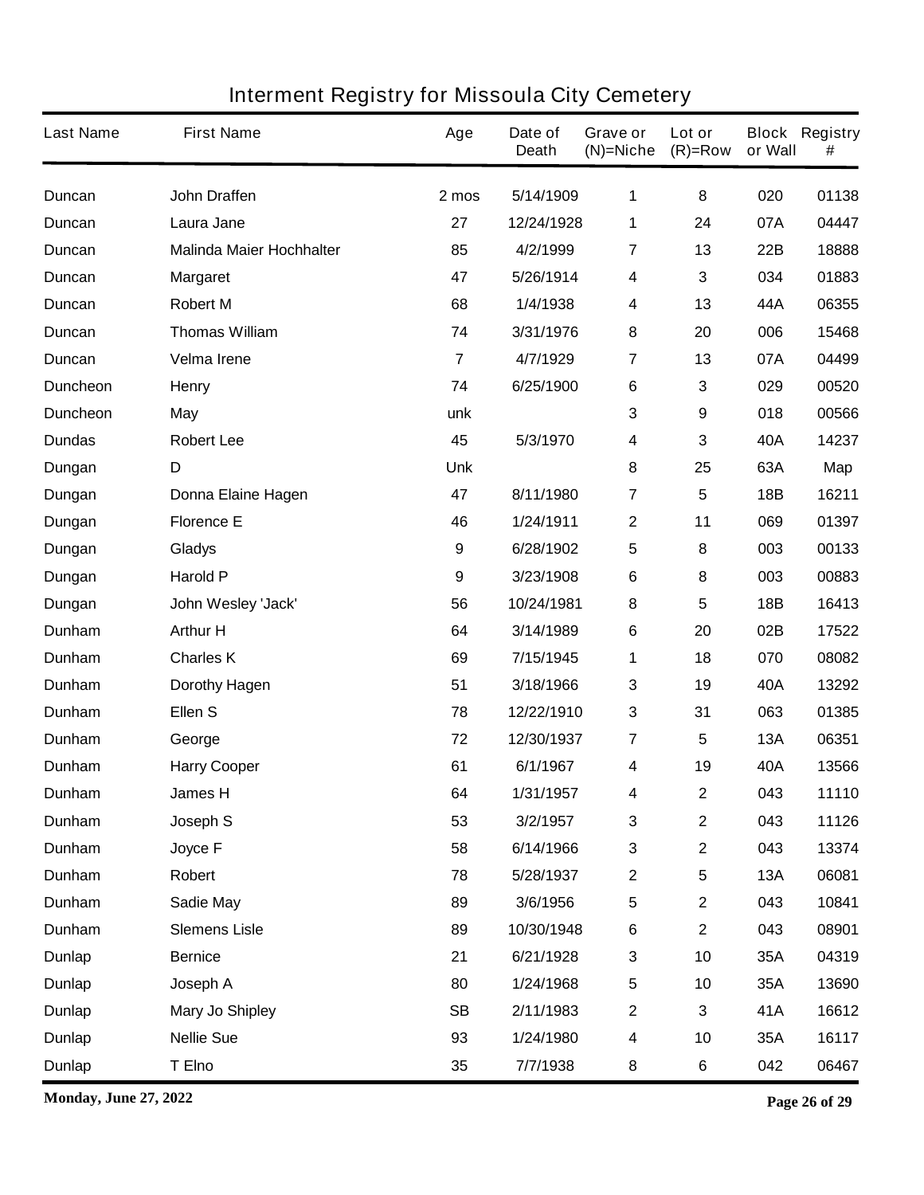# Interment Registry for Missoula City Cemetery

| Last Name | First Name | Age | Date of Death | Grave or (N)=Niche | Lot or (R)=Row | Block or Wall | Registry # |
|---|---|---|---|---|---|---|---|
| Duncan | John Draffen | 2 mos | 5/14/1909 | 1 | 8 | 020 | 01138 |
| Duncan | Laura Jane | 27 | 12/24/1928 | 1 | 24 | 07A | 04447 |
| Duncan | Malinda Maier Hochhalter | 85 | 4/2/1999 | 7 | 13 | 22B | 18888 |
| Duncan | Margaret | 47 | 5/26/1914 | 4 | 3 | 034 | 01883 |
| Duncan | Robert M | 68 | 1/4/1938 | 4 | 13 | 44A | 06355 |
| Duncan | Thomas William | 74 | 3/31/1976 | 8 | 20 | 006 | 15468 |
| Duncan | Velma Irene | 7 | 4/7/1929 | 7 | 13 | 07A | 04499 |
| Duncheon | Henry | 74 | 6/25/1900 | 6 | 3 | 029 | 00520 |
| Duncheon | May | unk | | 3 | 9 | 018 | 00566 |
| Dundas | Robert Lee | 45 | 5/3/1970 | 4 | 3 | 40A | 14237 |
| Dungan | D | Unk | | 8 | 25 | 63A | Map |
| Dungan | Donna Elaine Hagen | 47 | 8/11/1980 | 7 | 5 | 18B | 16211 |
| Dungan | Florence E | 46 | 1/24/1911 | 2 | 11 | 069 | 01397 |
| Dungan | Gladys | 9 | 6/28/1902 | 5 | 8 | 003 | 00133 |
| Dungan | Harold P | 9 | 3/23/1908 | 6 | 8 | 003 | 00883 |
| Dungan | John Wesley 'Jack' | 56 | 10/24/1981 | 8 | 5 | 18B | 16413 |
| Dunham | Arthur H | 64 | 3/14/1989 | 6 | 20 | 02B | 17522 |
| Dunham | Charles K | 69 | 7/15/1945 | 1 | 18 | 070 | 08082 |
| Dunham | Dorothy Hagen | 51 | 3/18/1966 | 3 | 19 | 40A | 13292 |
| Dunham | Ellen S | 78 | 12/22/1910 | 3 | 31 | 063 | 01385 |
| Dunham | George | 72 | 12/30/1937 | 7 | 5 | 13A | 06351 |
| Dunham | Harry Cooper | 61 | 6/1/1967 | 4 | 19 | 40A | 13566 |
| Dunham | James H | 64 | 1/31/1957 | 4 | 2 | 043 | 11110 |
| Dunham | Joseph S | 53 | 3/2/1957 | 3 | 2 | 043 | 11126 |
| Dunham | Joyce F | 58 | 6/14/1966 | 3 | 2 | 043 | 13374 |
| Dunham | Robert | 78 | 5/28/1937 | 2 | 5 | 13A | 06081 |
| Dunham | Sadie May | 89 | 3/6/1956 | 5 | 2 | 043 | 10841 |
| Dunham | Slemens Lisle | 89 | 10/30/1948 | 6 | 2 | 043 | 08901 |
| Dunlap | Bernice | 21 | 6/21/1928 | 3 | 10 | 35A | 04319 |
| Dunlap | Joseph A | 80 | 1/24/1968 | 5 | 10 | 35A | 13690 |
| Dunlap | Mary Jo Shipley | SB | 2/11/1983 | 2 | 3 | 41A | 16612 |
| Dunlap | Nellie Sue | 93 | 1/24/1980 | 4 | 10 | 35A | 16117 |
| Dunlap | T Elno | 35 | 7/7/1938 | 8 | 6 | 042 | 06467 |

**Monday, June 27, 2022**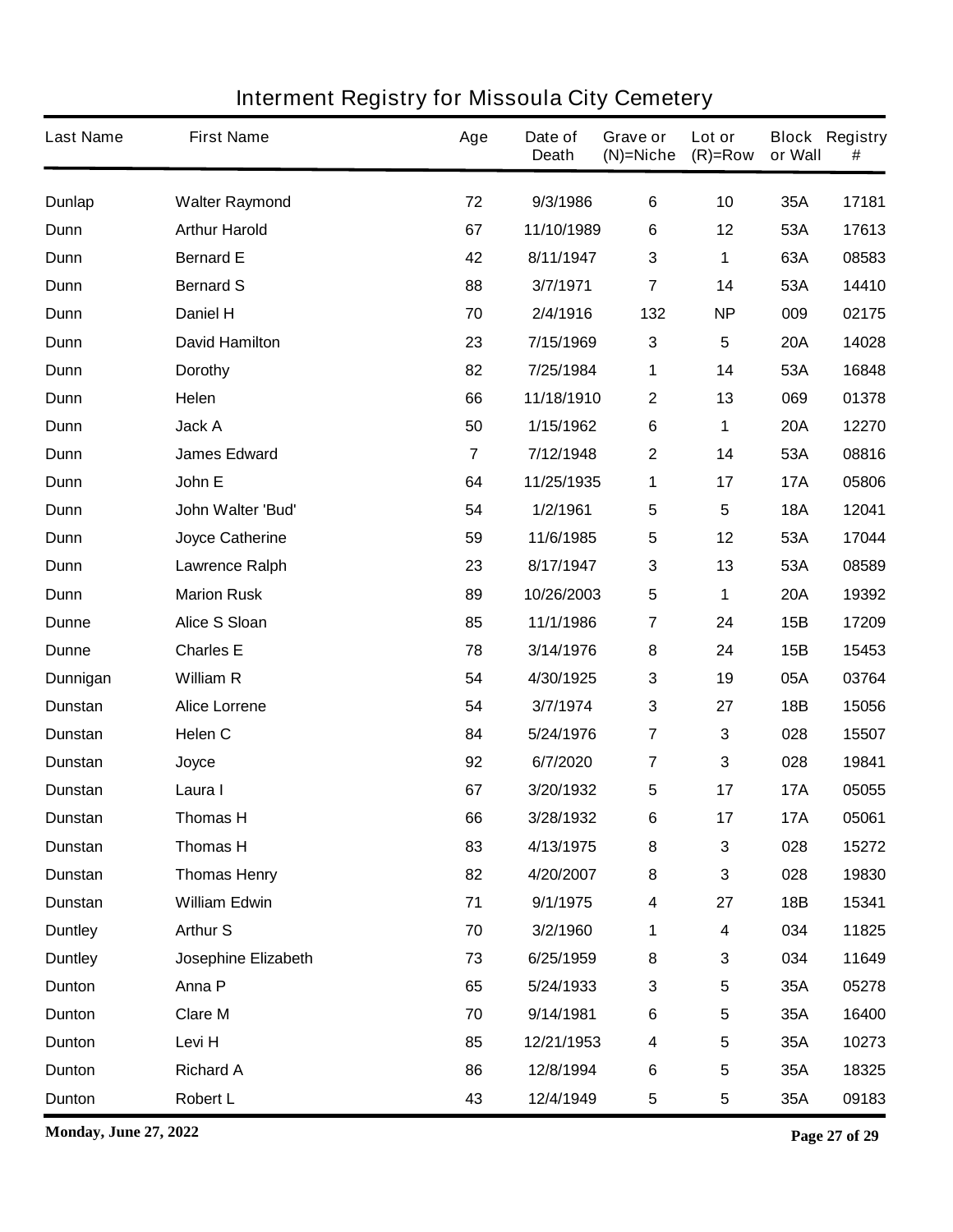# Interment Registry for Missoula City Cemetery

| Last Name | First Name | Age | Date of Death | Grave or (N)=Niche | Lot or (R)=Row | Block or Wall | Registry # |
|---|---|---|---|---|---|---|---|
| Dunlap | Walter Raymond | 72 | 9/3/1986 | 6 | 10 | 35A | 17181 |
| Dunn | Arthur Harold | 67 | 11/10/1989 | 6 | 12 | 53A | 17613 |
| Dunn | Bernard E | 42 | 8/11/1947 | 3 | 1 | 63A | 08583 |
| Dunn | Bernard S | 88 | 3/7/1971 | 7 | 14 | 53A | 14410 |
| Dunn | Daniel H | 70 | 2/4/1916 | 132 | NP | 009 | 02175 |
| Dunn | David Hamilton | 23 | 7/15/1969 | 3 | 5 | 20A | 14028 |
| Dunn | Dorothy | 82 | 7/25/1984 | 1 | 14 | 53A | 16848 |
| Dunn | Helen | 66 | 11/18/1910 | 2 | 13 | 069 | 01378 |
| Dunn | Jack A | 50 | 1/15/1962 | 6 | 1 | 20A | 12270 |
| Dunn | James Edward | 7 | 7/12/1948 | 2 | 14 | 53A | 08816 |
| Dunn | John E | 64 | 11/25/1935 | 1 | 17 | 17A | 05806 |
| Dunn | John Walter 'Bud' | 54 | 1/2/1961 | 5 | 5 | 18A | 12041 |
| Dunn | Joyce Catherine | 59 | 11/6/1985 | 5 | 12 | 53A | 17044 |
| Dunn | Lawrence Ralph | 23 | 8/17/1947 | 3 | 13 | 53A | 08589 |
| Dunn | Marion Rusk | 89 | 10/26/2003 | 5 | 1 | 20A | 19392 |
| Dunne | Alice S Sloan | 85 | 11/1/1986 | 7 | 24 | 15B | 17209 |
| Dunne | Charles E | 78 | 3/14/1976 | 8 | 24 | 15B | 15453 |
| Dunnigan | William R | 54 | 4/30/1925 | 3 | 19 | 05A | 03764 |
| Dunstan | Alice Lorrene | 54 | 3/7/1974 | 3 | 27 | 18B | 15056 |
| Dunstan | Helen C | 84 | 5/24/1976 | 7 | 3 | 028 | 15507 |
| Dunstan | Joyce | 92 | 6/7/2020 | 7 | 3 | 028 | 19841 |
| Dunstan | Laura I | 67 | 3/20/1932 | 5 | 17 | 17A | 05055 |
| Dunstan | Thomas H | 66 | 3/28/1932 | 6 | 17 | 17A | 05061 |
| Dunstan | Thomas H | 83 | 4/13/1975 | 8 | 3 | 028 | 15272 |
| Dunstan | Thomas Henry | 82 | 4/20/2007 | 8 | 3 | 028 | 19830 |
| Dunstan | William Edwin | 71 | 9/1/1975 | 4 | 27 | 18B | 15341 |
| Duntley | Arthur S | 70 | 3/2/1960 | 1 | 4 | 034 | 11825 |
| Duntley | Josephine Elizabeth | 73 | 6/25/1959 | 8 | 3 | 034 | 11649 |
| Dunton | Anna P | 65 | 5/24/1933 | 3 | 5 | 35A | 05278 |
| Dunton | Clare M | 70 | 9/14/1981 | 6 | 5 | 35A | 16400 |
| Dunton | Levi H | 85 | 12/21/1953 | 4 | 5 | 35A | 10273 |
| Dunton | Richard A | 86 | 12/8/1994 | 6 | 5 | 35A | 18325 |
| Dunton | Robert L | 43 | 12/4/1949 | 5 | 5 | 35A | 09183 |

**Monday, June 27, 2022**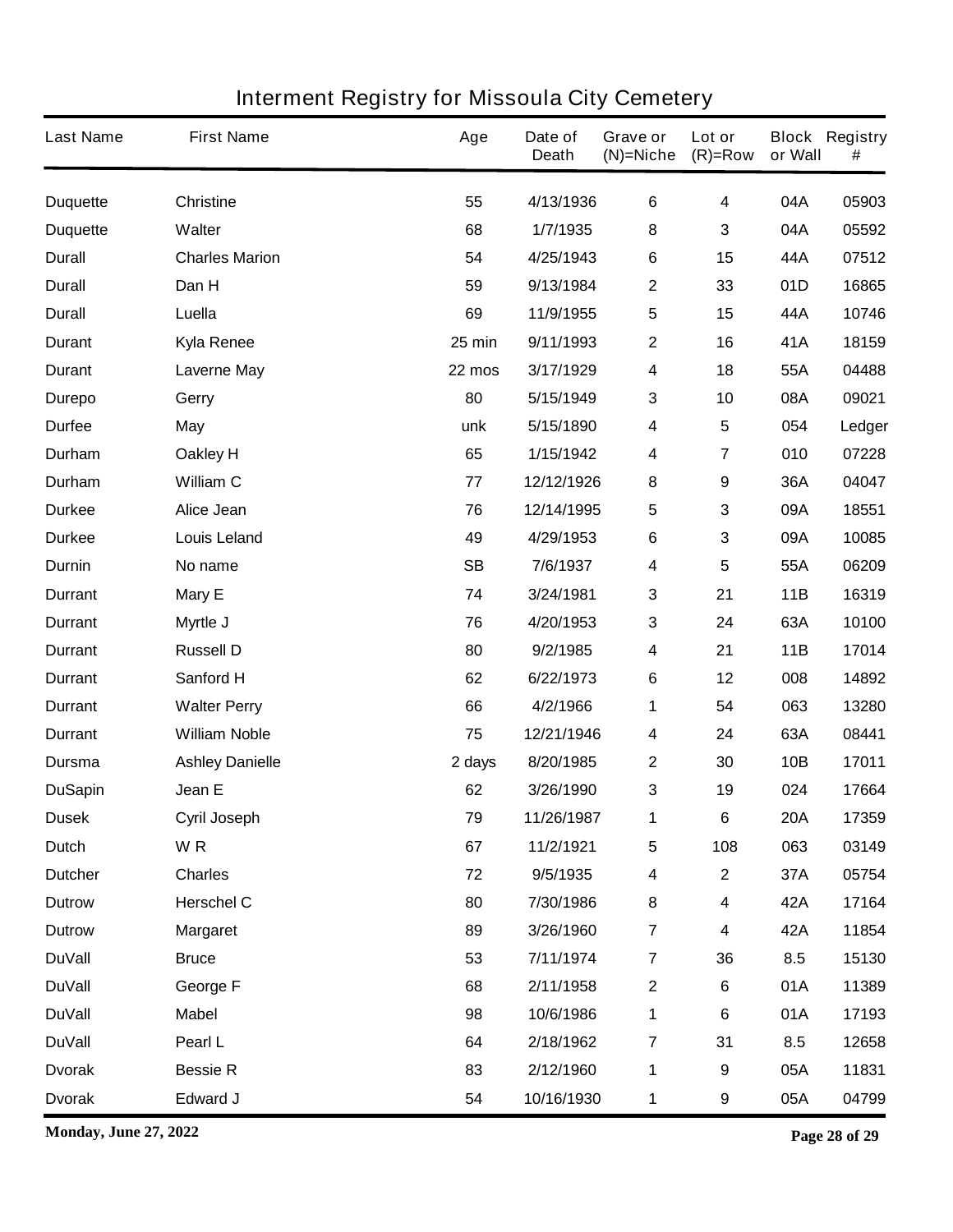# Interment Registry for Missoula City Cemetery

| Last Name | First Name | Age | Date of Death | Grave or (N)=Niche | Lot or (R)=Row | Block or Wall | Registry # |
|---|---|---|---|---|---|---|---|
| Duquette | Christine | 55 | 4/13/1936 | 6 | 4 | 04A | 05903 |
| Duquette | Walter | 68 | 1/7/1935 | 8 | 3 | 04A | 05592 |
| Durall | Charles Marion | 54 | 4/25/1943 | 6 | 15 | 44A | 07512 |
| Durall | Dan H | 59 | 9/13/1984 | 2 | 33 | 01D | 16865 |
| Durall | Luella | 69 | 11/9/1955 | 5 | 15 | 44A | 10746 |
| Durant | Kyla Renee | 25 min | 9/11/1993 | 2 | 16 | 41A | 18159 |
| Durant | Laverne May | 22 mos | 3/17/1929 | 4 | 18 | 55A | 04488 |
| Durepo | Gerry | 80 | 5/15/1949 | 3 | 10 | 08A | 09021 |
| Durfee | May | unk | 5/15/1890 | 4 | 5 | 054 | Ledger |
| Durham | Oakley H | 65 | 1/15/1942 | 4 | 7 | 010 | 07228 |
| Durham | William C | 77 | 12/12/1926 | 8 | 9 | 36A | 04047 |
| Durkee | Alice Jean | 76 | 12/14/1995 | 5 | 3 | 09A | 18551 |
| Durkee | Louis Leland | 49 | 4/29/1953 | 6 | 3 | 09A | 10085 |
| Durnin | No name | SB | 7/6/1937 | 4 | 5 | 55A | 06209 |
| Durrant | Mary E | 74 | 3/24/1981 | 3 | 21 | 11B | 16319 |
| Durrant | Myrtle J | 76 | 4/20/1953 | 3 | 24 | 63A | 10100 |
| Durrant | Russell D | 80 | 9/2/1985 | 4 | 21 | 11B | 17014 |
| Durrant | Sanford H | 62 | 6/22/1973 | 6 | 12 | 008 | 14892 |
| Durrant | Walter Perry | 66 | 4/2/1966 | 1 | 54 | 063 | 13280 |
| Durrant | William Noble | 75 | 12/21/1946 | 4 | 24 | 63A | 08441 |
| Dursma | Ashley Danielle | 2 days | 8/20/1985 | 2 | 30 | 10B | 17011 |
| DuSapin | Jean E | 62 | 3/26/1990 | 3 | 19 | 024 | 17664 |
| Dusek | Cyril Joseph | 79 | 11/26/1987 | 1 | 6 | 20A | 17359 |
| Dutch | W R | 67 | 11/2/1921 | 5 | 108 | 063 | 03149 |
| Dutcher | Charles | 72 | 9/5/1935 | 4 | 2 | 37A | 05754 |
| Dutrow | Herschel C | 80 | 7/30/1986 | 8 | 4 | 42A | 17164 |
| Dutrow | Margaret | 89 | 3/26/1960 | 7 | 4 | 42A | 11854 |
| DuVall | Bruce | 53 | 7/11/1974 | 7 | 36 | 8.5 | 15130 |
| DuVall | George F | 68 | 2/11/1958 | 2 | 6 | 01A | 11389 |
| DuVall | Mabel | 98 | 10/6/1986 | 1 | 6 | 01A | 17193 |
| DuVall | Pearl L | 64 | 2/18/1962 | 7 | 31 | 8.5 | 12658 |
| Dvorak | Bessie R | 83 | 2/12/1960 | 1 | 9 | 05A | 11831 |
| Dvorak | Edward J | 54 | 10/16/1930 | 1 | 9 | 05A | 04799 |

**Monday, June 27, 2022**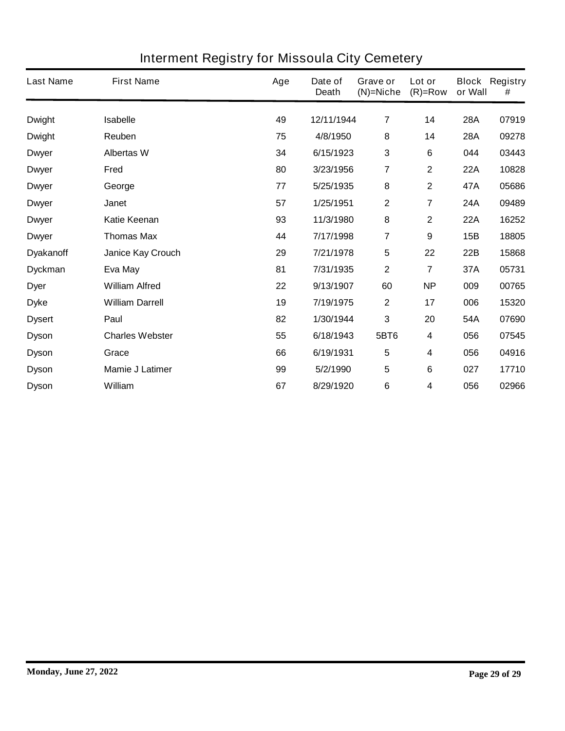# Interment Registry for Missoula City Cemetery

| Last Name | First Name | Age | Date of Death | Grave or (N)=Niche | Lot or (R)=Row | Block or Wall | Registry # |
|---|---|---|---|---|---|---|---|
| Dwight | Isabelle | 49 | 12/11/1944 | 7 | 14 | 28A | 07919 |
| Dwight | Reuben | 75 | 4/8/1950 | 8 | 14 | 28A | 09278 |
| Dwyer | Albertas W | 34 | 6/15/1923 | 3 | 6 | 044 | 03443 |
| Dwyer | Fred | 80 | 3/23/1956 | 7 | 2 | 22A | 10828 |
| Dwyer | George | 77 | 5/25/1935 | 8 | 2 | 47A | 05686 |
| Dwyer | Janet | 57 | 1/25/1951 | 2 | 7 | 24A | 09489 |
| Dwyer | Katie Keenan | 93 | 11/3/1980 | 8 | 2 | 22A | 16252 |
| Dwyer | Thomas Max | 44 | 7/17/1998 | 7 | 9 | 15B | 18805 |
| Dyakanoff | Janice Kay Crouch | 29 | 7/21/1978 | 5 | 22 | 22B | 15868 |
| Dyckman | Eva May | 81 | 7/31/1935 | 2 | 7 | 37A | 05731 |
| Dyer | William Alfred | 22 | 9/13/1907 | 60 | NP | 009 | 00765 |
| Dyke | William Darrell | 19 | 7/19/1975 | 2 | 17 | 006 | 15320 |
| Dysert | Paul | 82 | 1/30/1944 | 3 | 20 | 54A | 07690 |
| Dyson | Charles Webster | 55 | 6/18/1943 | 5BT6 | 4 | 056 | 07545 |
| Dyson | Grace | 66 | 6/19/1931 | 5 | 4 | 056 | 04916 |
| Dyson | Mamie J Latimer | 99 | 5/2/1990 | 5 | 6 | 027 | 17710 |
| Dyson | William | 67 | 8/29/1920 | 6 | 4 | 056 | 02966 |

**Monday, June 27, 2022**